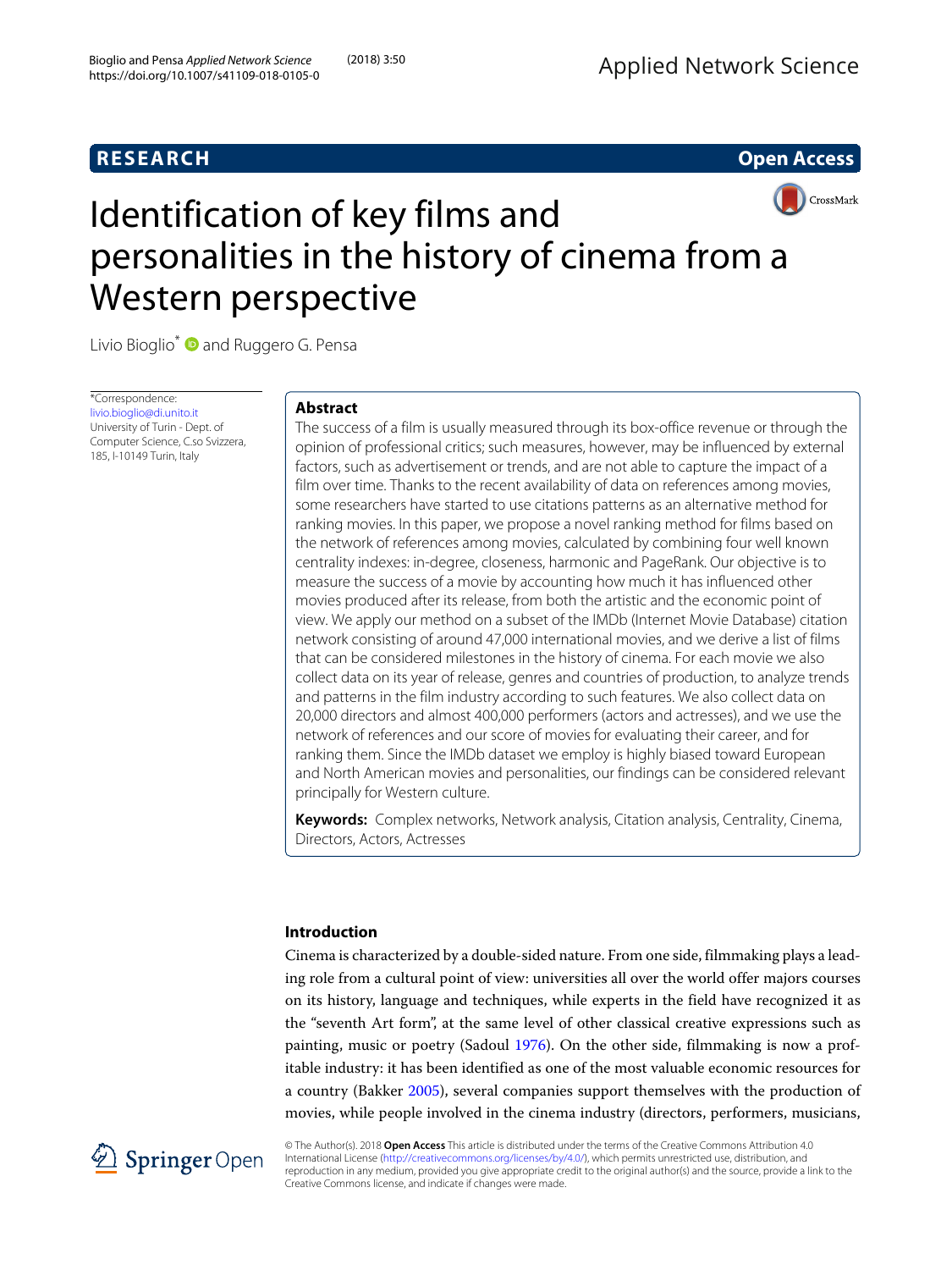**RESEARCH** **Open Access**

# Identification of key films and personalities in the history of cinema from a Western perspective

Livio Bioglio* and Ruggero G. Pensa

*Correspondence: livio.bioglio@di.unito.it
University of Turin - Dept. of Computer Science, C.so Svizzera, 185, I-10149 Turin, Italy

## Abstract

The success of a film is usually measured through its box-office revenue or through the opinion of professional critics; such measures, however, may be influenced by external factors, such as advertisement or trends, and are not able to capture the impact of a film over time. Thanks to the recent availability of data on references among movies, some researchers have started to use citations patterns as an alternative method for ranking movies. In this paper, we propose a novel ranking method for films based on the network of references among movies, calculated by combining four well known centrality indexes: in-degree, closeness, harmonic and PageRank. Our objective is to measure the success of a movie by accounting how much it has influenced other movies produced after its release, from both the artistic and the economic point of view. We apply our method on a subset of the IMDb (Internet Movie Database) citation network consisting of around 47,000 international movies, and we derive a list of films that can be considered milestones in the history of cinema. For each movie we also collect data on its year of release, genres and countries of production, to analyze trends and patterns in the film industry according to such features. We also collect data on 20,000 directors and almost 400,000 performers (actors and actresses), and we use the network of references and our score of movies for evaluating their career, and for ranking them. Since the IMDb dataset we employ is highly biased toward European and North American movies and personalities, our findings can be considered relevant principally for Western culture.

**Keywords:** Complex networks, Network analysis, Citation analysis, Centrality, Cinema, Directors, Actors, Actresses

## Introduction

Cinema is characterized by a double-sided nature. From one side, filmmaking plays a leading role from a cultural point of view: universities all over the world offer majors courses on its history, language and techniques, while experts in the field have recognized it as the "seventh Art form", at the same level of other classical creative expressions such as painting, music or poetry (Sadoul 1976). On the other side, filmmaking is now a profitable industry: it has been identified as one of the most valuable economic resources for a country (Bakker 2005), several companies support themselves with the production of movies, while people involved in the cinema industry (directors, performers, musicians,

© The Author(s). 2018 **Open Access** This article is distributed under the terms of the Creative Commons Attribution 4.0 International License (http://creativecommons.org/licenses/by/4.0/), which permits unrestricted use, distribution, and reproduction in any medium, provided you give appropriate credit to the original author(s) and the source, provide a link to the Creative Commons license, and indicate if changes were made.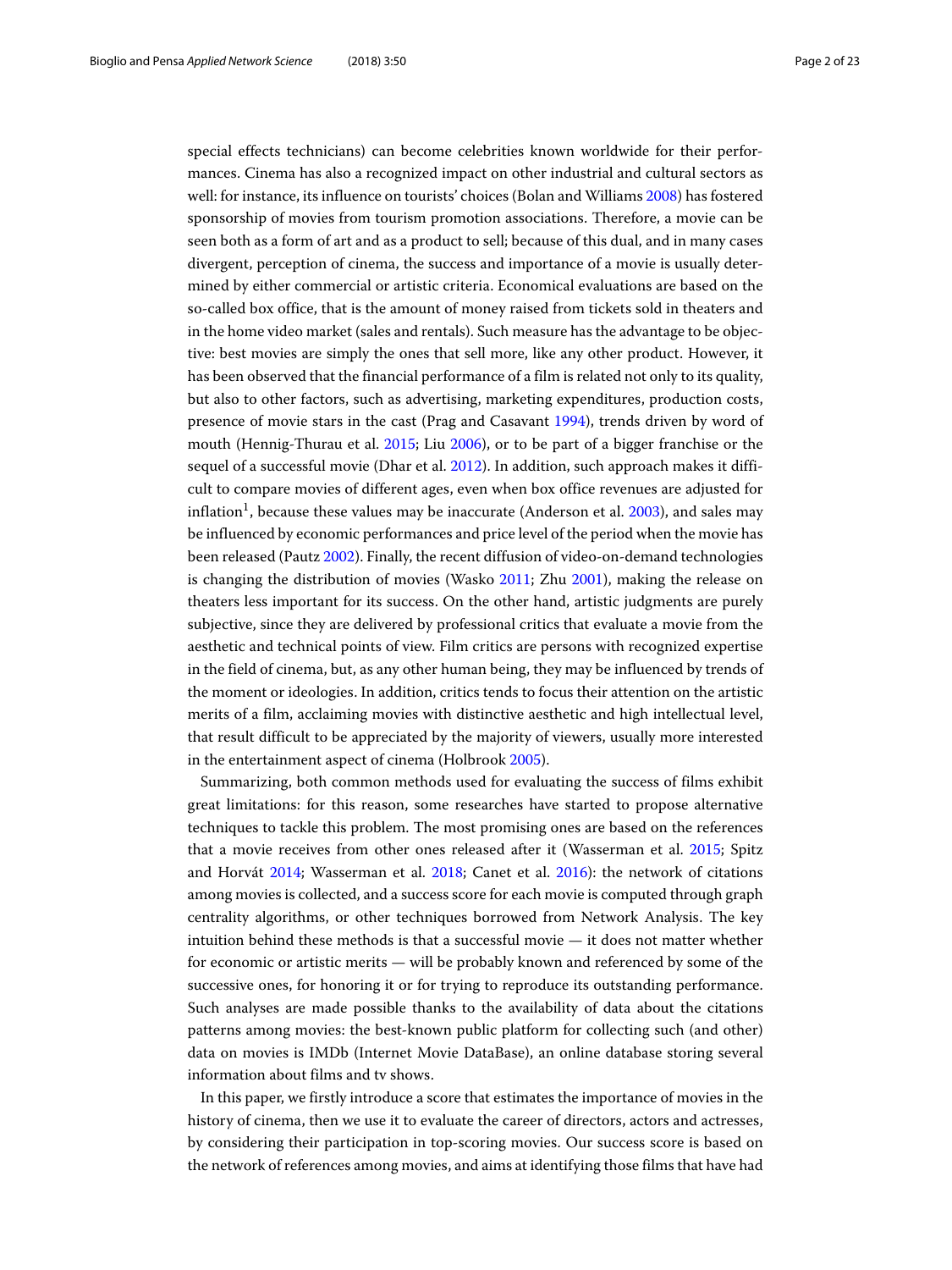special effects technicians) can become celebrities known worldwide for their performances. Cinema has also a recognized impact on other industrial and cultural sectors as well: for instance, its influence on tourists' choices (Bolan and Williams 2008) has fostered sponsorship of movies from tourism promotion associations. Therefore, a movie can be seen both as a form of art and as a product to sell; because of this dual, and in many cases divergent, perception of cinema, the success and importance of a movie is usually determined by either commercial or artistic criteria. Economical evaluations are based on the so-called box office, that is the amount of money raised from tickets sold in theaters and in the home video market (sales and rentals). Such measure has the advantage to be objective: best movies are simply the ones that sell more, like any other product. However, it has been observed that the financial performance of a film is related not only to its quality, but also to other factors, such as advertising, marketing expenditures, production costs, presence of movie stars in the cast (Prag and Casavant 1994), trends driven by word of mouth (Hennig-Thurau et al. 2015; Liu 2006), or to be part of a bigger franchise or the sequel of a successful movie (Dhar et al. 2012). In addition, such approach makes it difficult to compare movies of different ages, even when box office revenues are adjusted for inflation[1], because these values may be inaccurate (Anderson et al. 2003), and sales may be influenced by economic performances and price level of the period when the movie has been released (Pautz 2002). Finally, the recent diffusion of video-on-demand technologies is changing the distribution of movies (Wasko 2011; Zhu 2001), making the release on theaters less important for its success. On the other hand, artistic judgments are purely subjective, since they are delivered by professional critics that evaluate a movie from the aesthetic and technical points of view. Film critics are persons with recognized expertise in the field of cinema, but, as any other human being, they may be influenced by trends of the moment or ideologies. In addition, critics tends to focus their attention on the artistic merits of a film, acclaiming movies with distinctive aesthetic and high intellectual level, that result difficult to be appreciated by the majority of viewers, usually more interested in the entertainment aspect of cinema (Holbrook 2005).

Summarizing, both common methods used for evaluating the success of films exhibit great limitations: for this reason, some researches have started to propose alternative techniques to tackle this problem. The most promising ones are based on the references that a movie receives from other ones released after it (Wasserman et al. 2015; Spitz and Horvát 2014; Wasserman et al. 2018; Canet et al. 2016): the network of citations among movies is collected, and a success score for each movie is computed through graph centrality algorithms, or other techniques borrowed from Network Analysis. The key intuition behind these methods is that a successful movie — it does not matter whether for economic or artistic merits — will be probably known and referenced by some of the successive ones, for honoring it or for trying to reproduce its outstanding performance. Such analyses are made possible thanks to the availability of data about the citations patterns among movies: the best-known public platform for collecting such (and other) data on movies is IMDb (Internet Movie DataBase), an online database storing several information about films and tv shows.

In this paper, we firstly introduce a score that estimates the importance of movies in the history of cinema, then we use it to evaluate the career of directors, actors and actresses, by considering their participation in top-scoring movies. Our success score is based on the network of references among movies, and aims at identifying those films that have had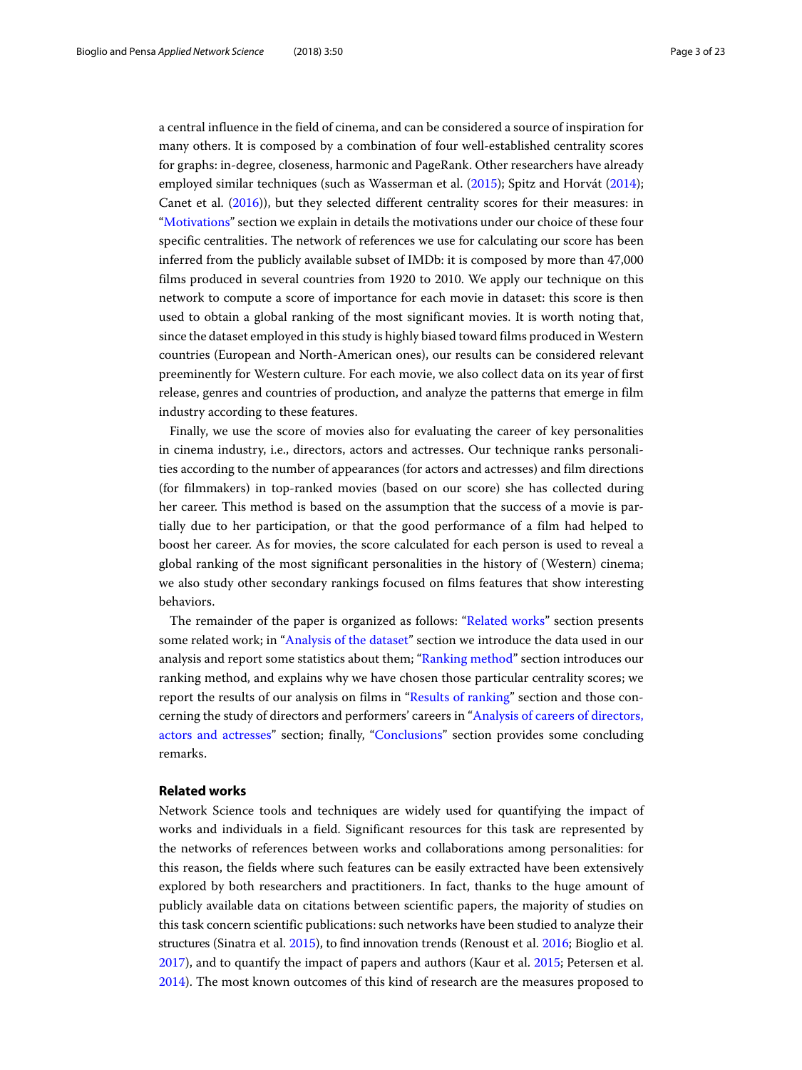a central influence in the field of cinema, and can be considered a source of inspiration for many others. It is composed by a combination of four well-established centrality scores for graphs: in-degree, closeness, harmonic and PageRank. Other researchers have already employed similar techniques (such as Wasserman et al. (2015); Spitz and Horvát (2014); Canet et al. (2016)), but they selected different centrality scores for their measures: in "Motivations" section we explain in details the motivations under our choice of these four specific centralities. The network of references we use for calculating our score has been inferred from the publicly available subset of IMDb: it is composed by more than 47,000 films produced in several countries from 1920 to 2010. We apply our technique on this network to compute a score of importance for each movie in dataset: this score is then used to obtain a global ranking of the most significant movies. It is worth noting that, since the dataset employed in this study is highly biased toward films produced in Western countries (European and North-American ones), our results can be considered relevant preeminently for Western culture. For each movie, we also collect data on its year of first release, genres and countries of production, and analyze the patterns that emerge in film industry according to these features.

Finally, we use the score of movies also for evaluating the career of key personalities in cinema industry, i.e., directors, actors and actresses. Our technique ranks personalities according to the number of appearances (for actors and actresses) and film directions (for filmmakers) in top-ranked movies (based on our score) she has collected during her career. This method is based on the assumption that the success of a movie is partially due to her participation, or that the good performance of a film had helped to boost her career. As for movies, the score calculated for each person is used to reveal a global ranking of the most significant personalities in the history of (Western) cinema; we also study other secondary rankings focused on films features that show interesting behaviors.

The remainder of the paper is organized as follows: "Related works" section presents some related work; in "Analysis of the dataset" section we introduce the data used in our analysis and report some statistics about them; "Ranking method" section introduces our ranking method, and explains why we have chosen those particular centrality scores; we report the results of our analysis on films in "Results of ranking" section and those concerning the study of directors and performers' careers in "Analysis of careers of directors, actors and actresses" section; finally, "Conclusions" section provides some concluding remarks.

## Related works

Network Science tools and techniques are widely used for quantifying the impact of works and individuals in a field. Significant resources for this task are represented by the networks of references between works and collaborations among personalities: for this reason, the fields where such features can be easily extracted have been extensively explored by both researchers and practitioners. In fact, thanks to the huge amount of publicly available data on citations between scientific papers, the majority of studies on this task concern scientific publications: such networks have been studied to analyze their structures (Sinatra et al. 2015), to find innovation trends (Renoust et al. 2016; Bioglio et al. 2017), and to quantify the impact of papers and authors (Kaur et al. 2015; Petersen et al. 2014). The most known outcomes of this kind of research are the measures proposed to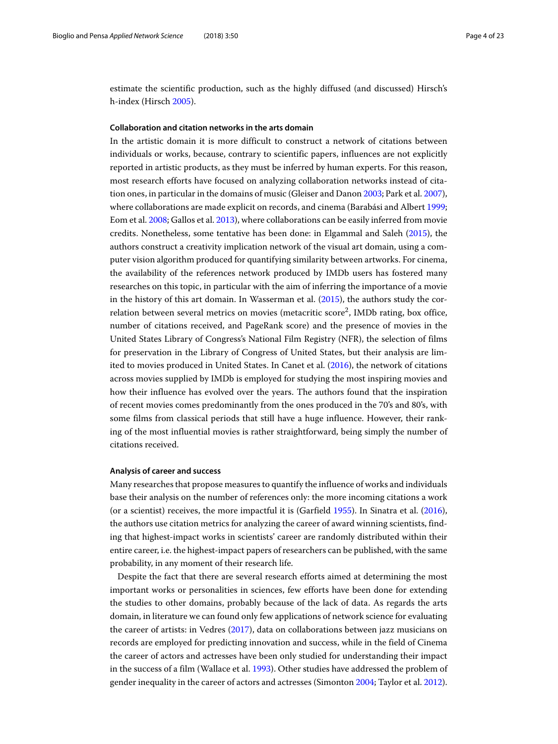estimate the scientific production, such as the highly diffused (and discussed) Hirsch's h-index (Hirsch 2005).

#### Collaboration and citation networks in the arts domain

In the artistic domain it is more difficult to construct a network of citations between individuals or works, because, contrary to scientific papers, influences are not explicitly reported in artistic products, as they must be inferred by human experts. For this reason, most research efforts have focused on analyzing collaboration networks instead of citation ones, in particular in the domains of music (Gleiser and Danon 2003; Park et al. 2007), where collaborations are made explicit on records, and cinema (Barabási and Albert 1999; Eom et al. 2008; Gallos et al. 2013), where collaborations can be easily inferred from movie credits. Nonetheless, some tentative has been done: in Elgammal and Saleh (2015), the authors construct a creativity implication network of the visual art domain, using a computer vision algorithm produced for quantifying similarity between artworks. For cinema, the availability of the references network produced by IMDb users has fostered many researches on this topic, in particular with the aim of inferring the importance of a movie in the history of this art domain. In Wasserman et al. (2015), the authors study the correlation between several metrics on movies (metacritic score[2], IMDb rating, box office, number of citations received, and PageRank score) and the presence of movies in the United States Library of Congress's National Film Registry (NFR), the selection of films for preservation in the Library of Congress of United States, but their analysis are limited to movies produced in United States. In Canet et al. (2016), the network of citations across movies supplied by IMDb is employed for studying the most inspiring movies and how their influence has evolved over the years. The authors found that the inspiration of recent movies comes predominantly from the ones produced in the 70's and 80's, with some films from classical periods that still have a huge influence. However, their ranking of the most influential movies is rather straightforward, being simply the number of citations received.

#### Analysis of career and success

Many researches that propose measures to quantify the influence of works and individuals base their analysis on the number of references only: the more incoming citations a work (or a scientist) receives, the more impactful it is (Garfield 1955). In Sinatra et al. (2016), the authors use citation metrics for analyzing the career of award winning scientists, finding that highest-impact works in scientists' career are randomly distributed within their entire career, i.e. the highest-impact papers of researchers can be published, with the same probability, in any moment of their research life.

Despite the fact that there are several research efforts aimed at determining the most important works or personalities in sciences, few efforts have been done for extending the studies to other domains, probably because of the lack of data. As regards the arts domain, in literature we can found only few applications of network science for evaluating the career of artists: in Vedres (2017), data on collaborations between jazz musicians on records are employed for predicting innovation and success, while in the field of Cinema the career of actors and actresses have been only studied for understanding their impact in the success of a film (Wallace et al. 1993). Other studies have addressed the problem of gender inequality in the career of actors and actresses (Simonton 2004; Taylor et al. 2012).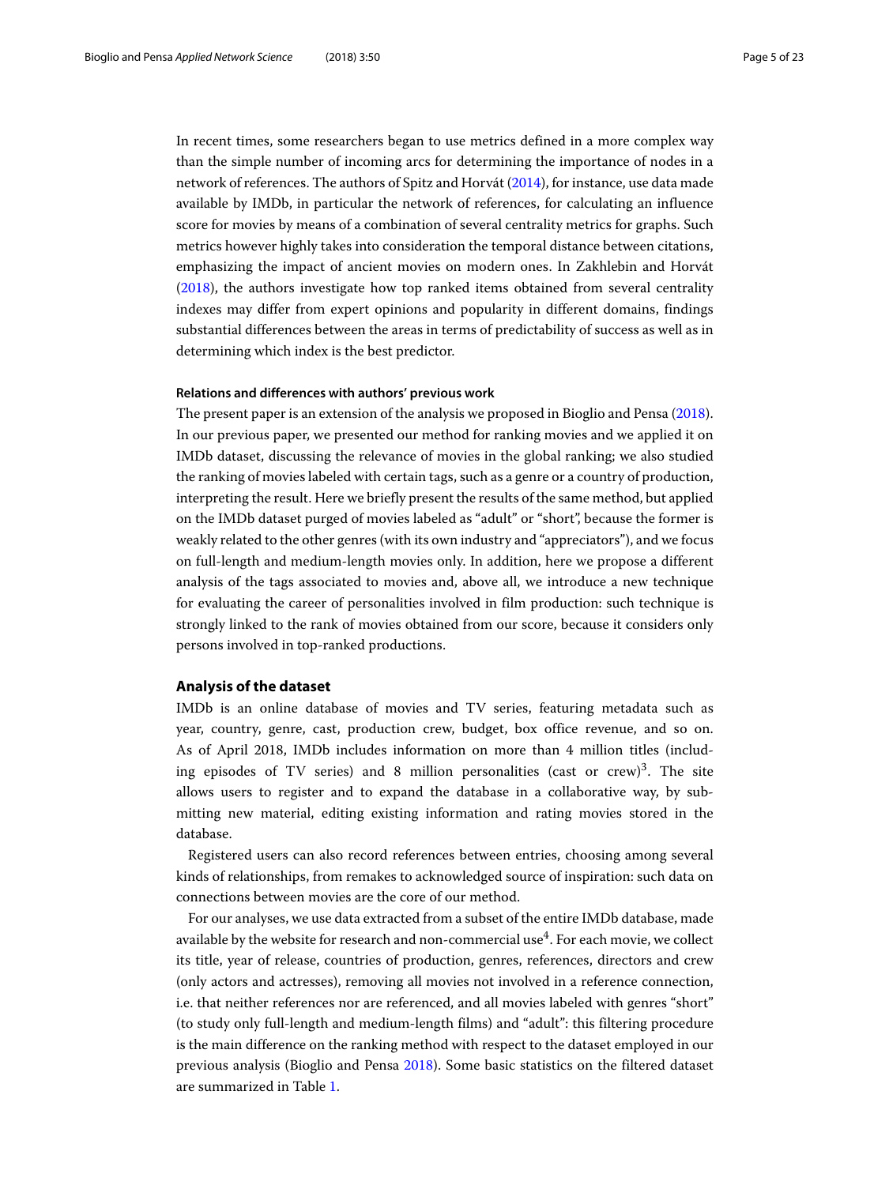In recent times, some researchers began to use metrics defined in a more complex way than the simple number of incoming arcs for determining the importance of nodes in a network of references. The authors of Spitz and Horvát (2014), for instance, use data made available by IMDb, in particular the network of references, for calculating an influence score for movies by means of a combination of several centrality metrics for graphs. Such metrics however highly takes into consideration the temporal distance between citations, emphasizing the impact of ancient movies on modern ones. In Zakhlebin and Horvát (2018), the authors investigate how top ranked items obtained from several centrality indexes may differ from expert opinions and popularity in different domains, findings substantial differences between the areas in terms of predictability of success as well as in determining which index is the best predictor.

#### Relations and differences with authors' previous work

The present paper is an extension of the analysis we proposed in Bioglio and Pensa (2018). In our previous paper, we presented our method for ranking movies and we applied it on IMDb dataset, discussing the relevance of movies in the global ranking; we also studied the ranking of movies labeled with certain tags, such as a genre or a country of production, interpreting the result. Here we briefly present the results of the same method, but applied on the IMDb dataset purged of movies labeled as "adult" or "short", because the former is weakly related to the other genres (with its own industry and "appreciators"), and we focus on full-length and medium-length movies only. In addition, here we propose a different analysis of the tags associated to movies and, above all, we introduce a new technique for evaluating the career of personalities involved in film production: such technique is strongly linked to the rank of movies obtained from our score, because it considers only persons involved in top-ranked productions.

### Analysis of the dataset

IMDb is an online database of movies and TV series, featuring metadata such as year, country, genre, cast, production crew, budget, box office revenue, and so on. As of April 2018, IMDb includes information on more than 4 million titles (including episodes of TV series) and 8 million personalities (cast or crew)[3]. The site allows users to register and to expand the database in a collaborative way, by submitting new material, editing existing information and rating movies stored in the database.

Registered users can also record references between entries, choosing among several kinds of relationships, from remakes to acknowledged source of inspiration: such data on connections between movies are the core of our method.

For our analyses, we use data extracted from a subset of the entire IMDb database, made available by the website for research and non-commercial use[4]. For each movie, we collect its title, year of release, countries of production, genres, references, directors and crew (only actors and actresses), removing all movies not involved in a reference connection, i.e. that neither references nor are referenced, and all movies labeled with genres "short" (to study only full-length and medium-length films) and "adult": this filtering procedure is the main difference on the ranking method with respect to the dataset employed in our previous analysis (Bioglio and Pensa 2018). Some basic statistics on the filtered dataset are summarized in Table 1.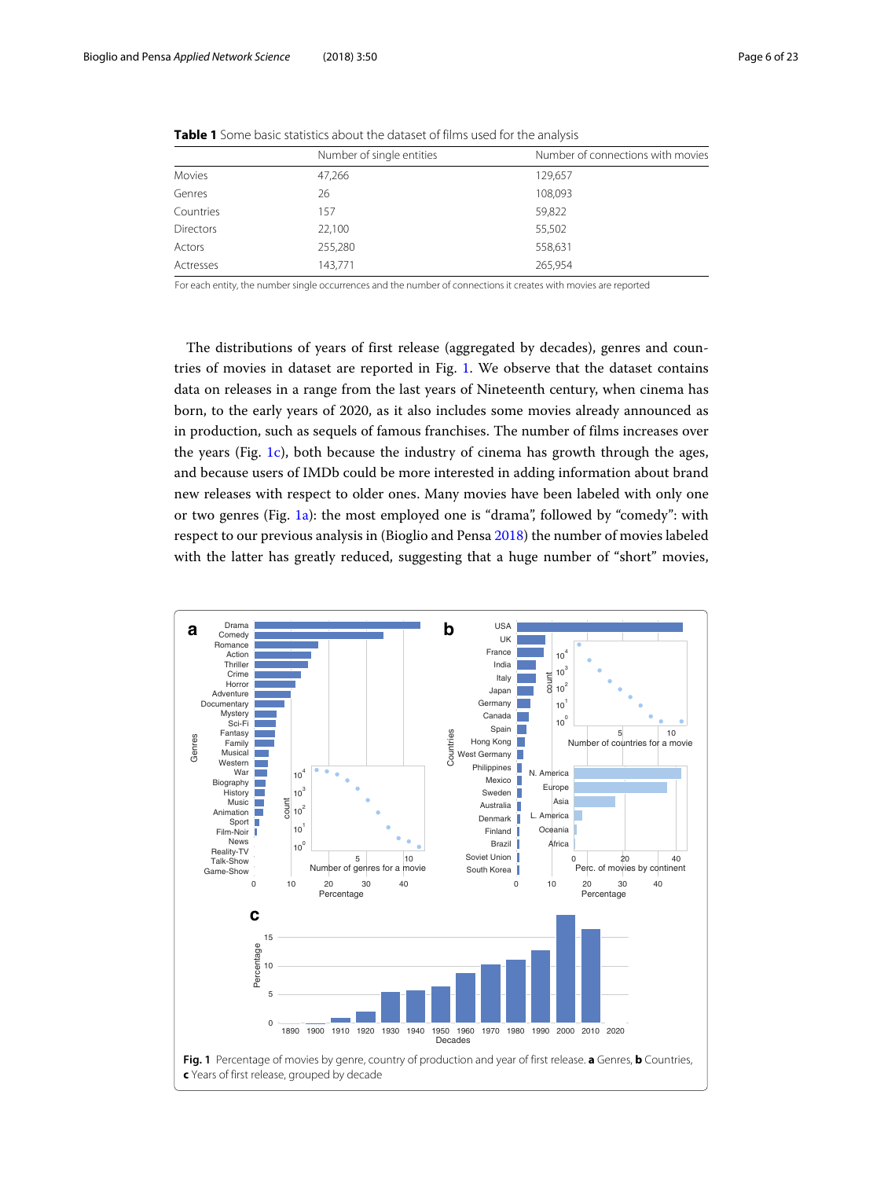**Table 1** Some basic statistics about the dataset of films used for the analysis

| | Number of single entities | Number of connections with movies |
|---|---|---|
| Movies | 47,266 | 129,657 |
| Genres | 26 | 108,093 |
| Countries | 157 | 59,822 |
| Directors | 22,100 | 55,502 |
| Actors | 255,280 | 558,631 |
| Actresses | 143,771 | 265,954 |

For each entity, the number single occurrences and the number of connections it creates with movies are reported

The distributions of years of first release (aggregated by decades), genres and countries of movies in dataset are reported in Fig. 1. We observe that the dataset contains data on releases in a range from the last years of Nineteenth century, when cinema has born, to the early years of 2020, as it also includes some movies already announced as in production, such as sequels of famous franchises. The number of films increases over the years (Fig. 1c), both because the industry of cinema has growth through the ages, and because users of IMDb could be more interested in adding information about brand new releases with respect to older ones. Many movies have been labeled with only one or two genres (Fig. 1a): the most employed one is "drama", followed by "comedy": with respect to our previous analysis in (Bioglio and Pensa 2018) the number of movies labeled with the latter has greatly reduced, suggesting that a huge number of "short" movies,

**Fig. 1** Percentage of movies by genre, country of production and year of first release. **a** Genres, **b** Countries, **c** Years of first release, grouped by decade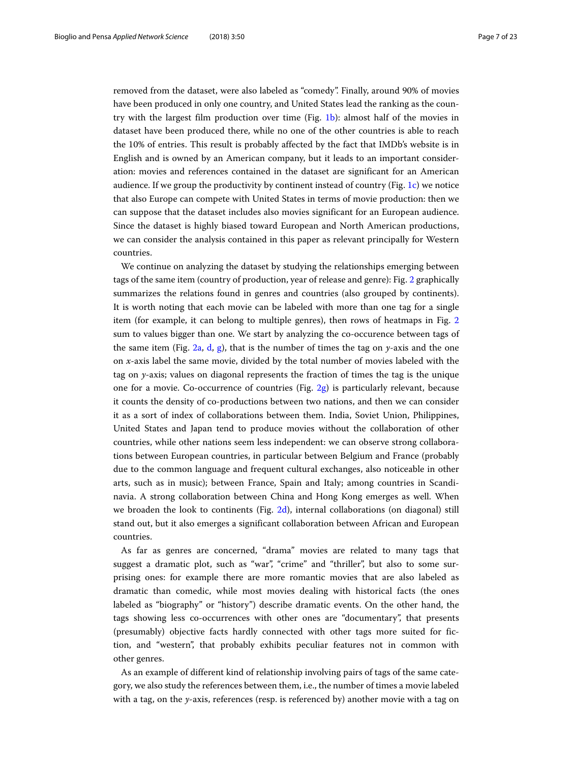removed from the dataset, were also labeled as "comedy". Finally, around 90% of movies have been produced in only one country, and United States lead the ranking as the country with the largest film production over time (Fig. 1b): almost half of the movies in dataset have been produced there, while no one of the other countries is able to reach the 10% of entries. This result is probably affected by the fact that IMDb's website is in English and is owned by an American company, but it leads to an important consideration: movies and references contained in the dataset are significant for an American audience. If we group the productivity by continent instead of country (Fig. 1c) we notice that also Europe can compete with United States in terms of movie production: then we can suppose that the dataset includes also movies significant for an European audience. Since the dataset is highly biased toward European and North American productions, we can consider the analysis contained in this paper as relevant principally for Western countries.

We continue on analyzing the dataset by studying the relationships emerging between tags of the same item (country of production, year of release and genre): Fig. 2 graphically summarizes the relations found in genres and countries (also grouped by continents). It is worth noting that each movie can be labeled with more than one tag for a single item (for example, it can belong to multiple genres), then rows of heatmaps in Fig. 2 sum to values bigger than one. We start by analyzing the co-occurence between tags of the same item (Fig. 2a, d, g), that is the number of times the tag on $y$-axis and the one on $x$-axis label the same movie, divided by the total number of movies labeled with the tag on $y$-axis; values on diagonal represents the fraction of times the tag is the unique one for a movie. Co-occurrence of countries (Fig. 2g) is particularly relevant, because it counts the density of co-productions between two nations, and then we can consider it as a sort of index of collaborations between them. India, Soviet Union, Philippines, United States and Japan tend to produce movies without the collaboration of other countries, while other nations seem less independent: we can observe strong collaborations between European countries, in particular between Belgium and France (probably due to the common language and frequent cultural exchanges, also noticeable in other arts, such as in music); between France, Spain and Italy; among countries in Scandinavia. A strong collaboration between China and Hong Kong emerges as well. When we broaden the look to continents (Fig. 2d), internal collaborations (on diagonal) still stand out, but it also emerges a significant collaboration between African and European countries.

As far as genres are concerned, "drama" movies are related to many tags that suggest a dramatic plot, such as "war", "crime" and "thriller", but also to some surprising ones: for example there are more romantic movies that are also labeled as dramatic than comedic, while most movies dealing with historical facts (the ones labeled as "biography" or "history") describe dramatic events. On the other hand, the tags showing less co-occurrences with other ones are "documentary", that presents (presumably) objective facts hardly connected with other tags more suited for fiction, and "western", that probably exhibits peculiar features not in common with other genres.

As an example of different kind of relationship involving pairs of tags of the same category, we also study the references between them, i.e., the number of times a movie labeled with a tag, on the $y$-axis, references (resp. is referenced by) another movie with a tag on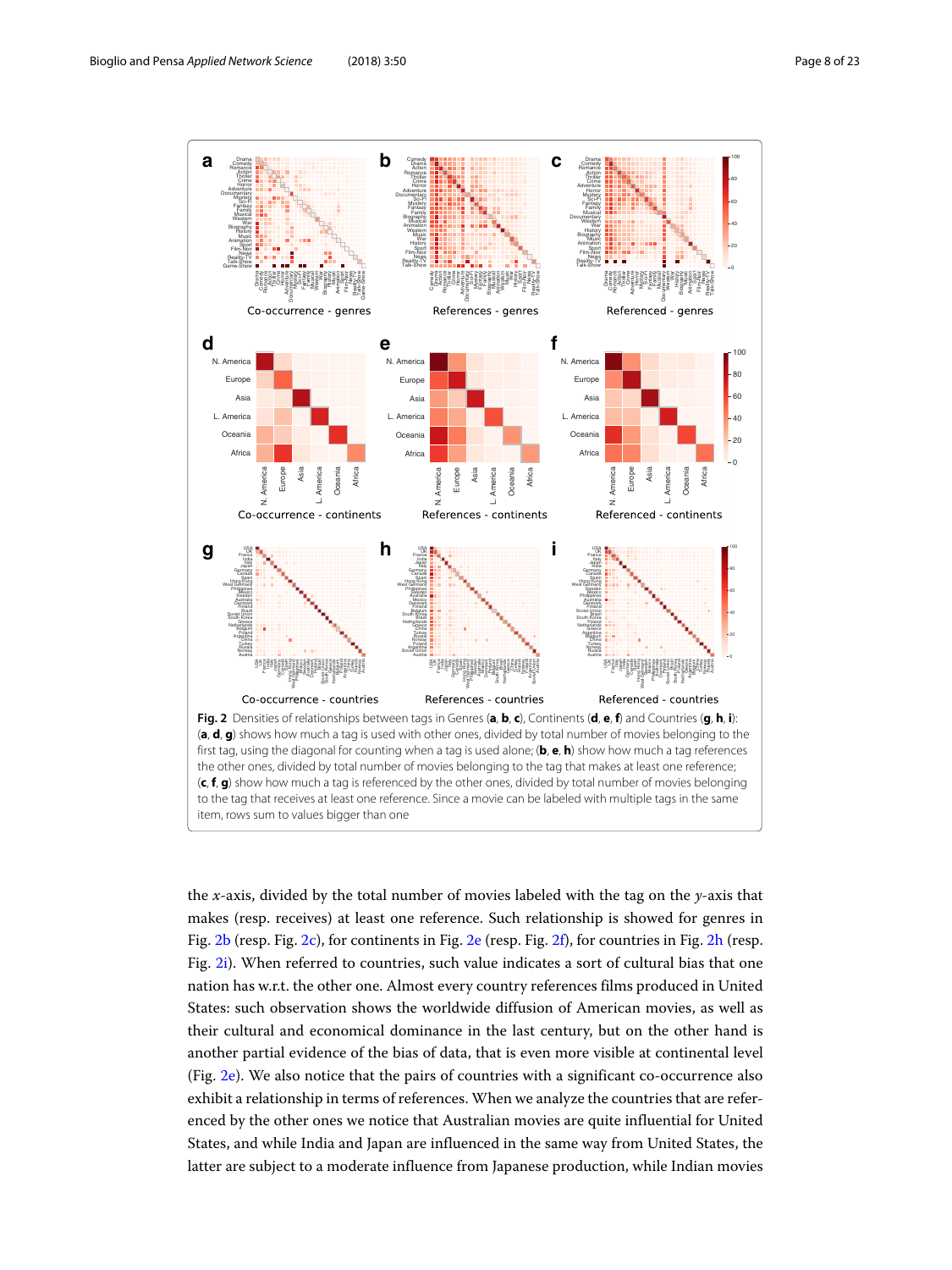**Fig. 2** Densities of relationships between tags in Genres (**a**, **b**, **c**), Continents (**d**, **e**, **f**) and Countries (**g**, **h**, **i**): (**a**, **d**, **g**) shows how much a tag is used with other ones, divided by total number of movies belonging to the first tag, using the diagonal for counting when a tag is used alone; (**b**, **e**, **h**) show how much a tag references the other ones, divided by total number of movies belonging to the tag that makes at least one reference; (**c**, **f**, **g**) show how much a tag is referenced by the other ones, divided by total number of movies belonging to the tag that receives at least one reference. Since a movie can be labeled with multiple tags in the same item, rows sum to values bigger than one

the $x$-axis, divided by the total number of movies labeled with the tag on the $y$-axis that makes (resp. receives) at least one reference. Such relationship is showed for genres in Fig. 2b (resp. Fig. 2c), for continents in Fig. 2e (resp. Fig. 2f), for countries in Fig. 2h (resp. Fig. 2i). When referred to countries, such value indicates a sort of cultural bias that one nation has w.r.t. the other one. Almost every country references films produced in United States: such observation shows the worldwide diffusion of American movies, as well as their cultural and economical dominance in the last century, but on the other hand is another partial evidence of the bias of data, that is even more visible at continental level (Fig. 2e). We also notice that the pairs of countries with a significant co-occurrence also exhibit a relationship in terms of references. When we analyze the countries that are referenced by the other ones we notice that Australian movies are quite influential for United States, and while India and Japan are influenced in the same way from United States, the latter are subject to a moderate influence from Japanese production, while Indian movies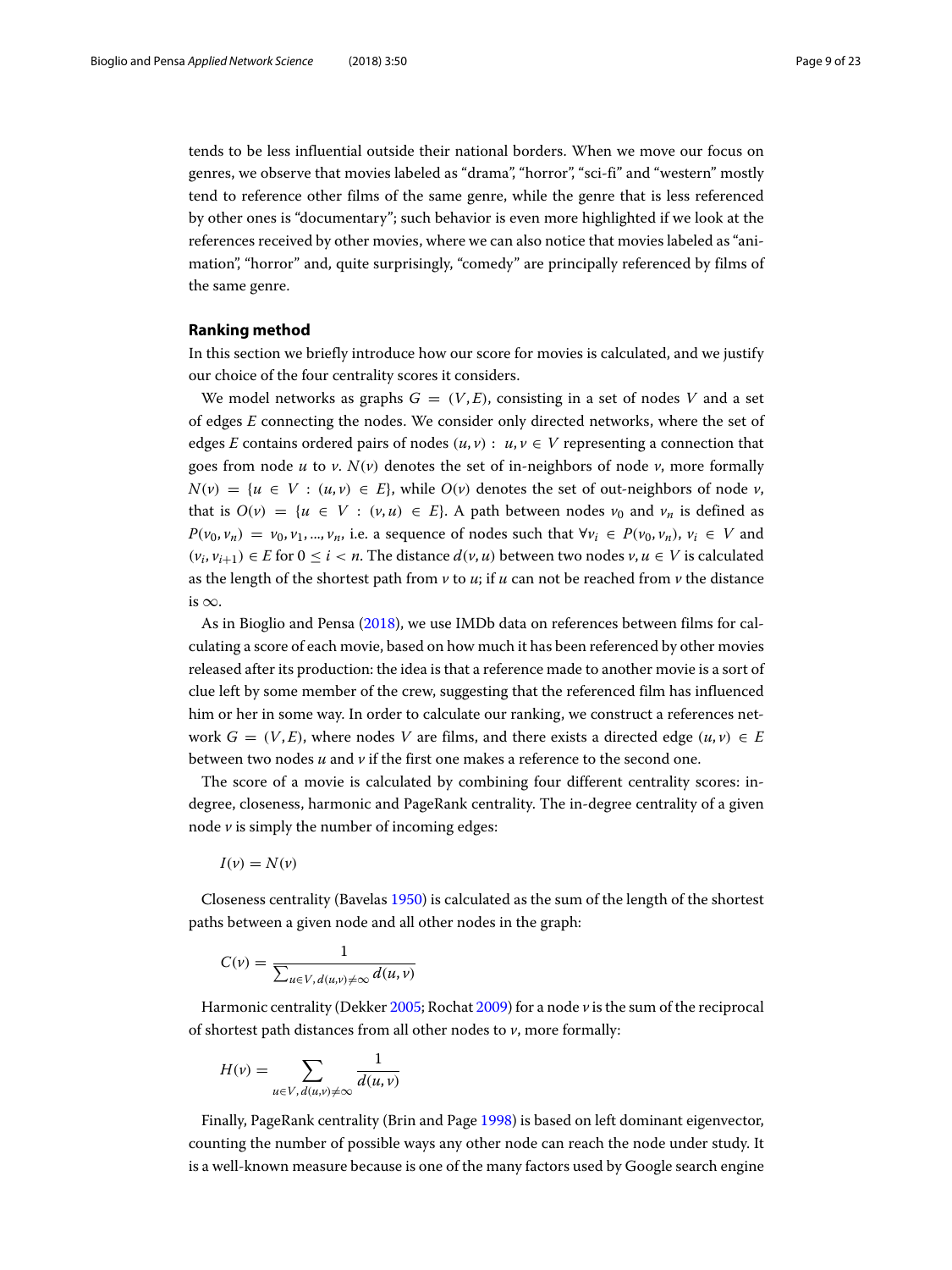tends to be less influential outside their national borders. When we move our focus on genres, we observe that movies labeled as "drama", "horror", "sci-fi" and "western" mostly tend to reference other films of the same genre, while the genre that is less referenced by other ones is "documentary"; such behavior is even more highlighted if we look at the references received by other movies, where we can also notice that movies labeled as "animation", "horror" and, quite surprisingly, "comedy" are principally referenced by films of the same genre.

## Ranking method

In this section we briefly introduce how our score for movies is calculated, and we justify our choice of the four centrality scores it considers.

We model networks as graphs $G = (V, E)$, consisting in a set of nodes $V$ and a set of edges $E$ connecting the nodes. We consider only directed networks, where the set of edges $E$ contains ordered pairs of nodes $(u, v) : u, v \in V$ representing a connection that goes from node $u$ to $v$. $N(v)$ denotes the set of in-neighbors of node $v$, more formally $N(v) = \{u \in V : (u, v) \in E\}$, while $O(v)$ denotes the set of out-neighbors of node $v$, that is $O(v) = \{u \in V : (v, u) \in E\}$. A path between nodes $v_0$ and $v_n$ is defined as $P(v_0, v_n) = v_0, v_1, ..., v_n$, i.e. a sequence of nodes such that $\forall v_i \in P(v_0, v_n)$, $v_i \in V$ and $(v_i, v_{i+1}) \in E$ for $0 \leq i < n$. The distance $d(v, u)$ between two nodes $v, u \in V$ is calculated as the length of the shortest path from $v$ to $u$; if $u$ can not be reached from $v$ the distance is $\infty$.

As in Bioglio and Pensa (2018), we use IMDb data on references between films for calculating a score of each movie, based on how much it has been referenced by other movies released after its production: the idea is that a reference made to another movie is a sort of clue left by some member of the crew, suggesting that the referenced film has influenced him or her in some way. In order to calculate our ranking, we construct a references network $G = (V, E)$, where nodes $V$ are films, and there exists a directed edge $(u, v) \in E$ between two nodes $u$ and $v$ if the first one makes a reference to the second one.

The score of a movie is calculated by combining four different centrality scores: in-degree, closeness, harmonic and PageRank centrality. The in-degree centrality of a given node $v$ is simply the number of incoming edges:

$$I(v) = N(v)$$

Closeness centrality (Bavelas 1950) is calculated as the sum of the length of the shortest paths between a given node and all other nodes in the graph:

$$C(v) = \frac{1}{\sum_{u \in V, d(u,v) \neq \infty} d(u, v)}$$

Harmonic centrality (Dekker 2005; Rochat 2009) for a node $v$ is the sum of the reciprocal of shortest path distances from all other nodes to $v$, more formally:

$$H(v) = \sum_{u \in V, d(u,v) \neq \infty} \frac{1}{d(u, v)}$$

Finally, PageRank centrality (Brin and Page 1998) is based on left dominant eigenvector, counting the number of possible ways any other node can reach the node under study. It is a well-known measure because is one of the many factors used by Google search engine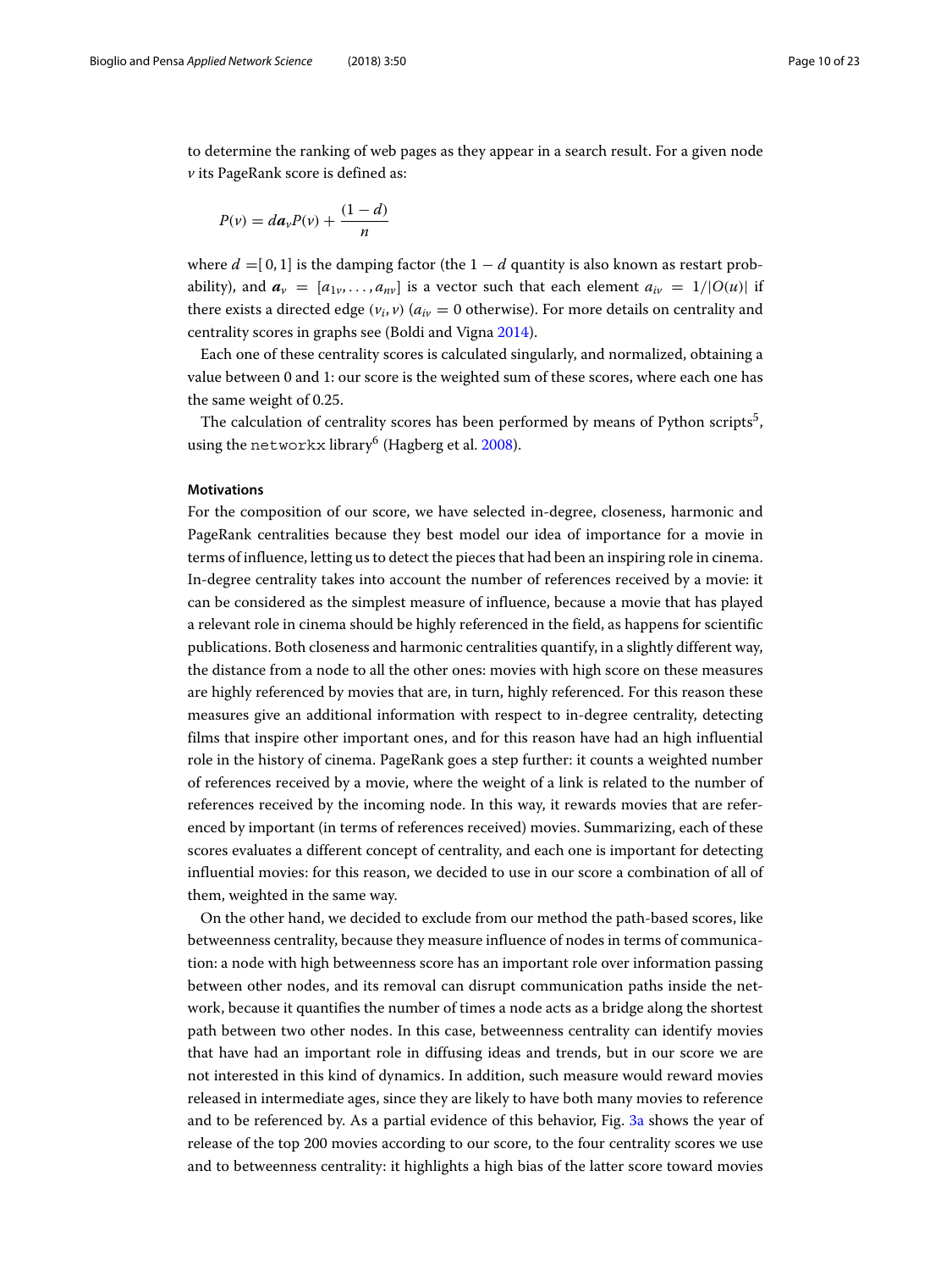to determine the ranking of web pages as they appear in a search result. For a given node $v$ its PageRank score is defined as:

$$P(v) = d\boldsymbol{a}_v P(v) + \frac{(1-d)}{n}$$

where $d = [0, 1]$ is the damping factor (the $1 - d$ quantity is also known as restart probability), and $\boldsymbol{a}_v = [a_{1v}, \ldots, a_{nv}]$ is a vector such that each element $a_{iv} = 1/|O(u)|$ if there exists a directed edge $(v_i, v)$ ($a_{iv} = 0$ otherwise). For more details on centrality and centrality scores in graphs see (Boldi and Vigna 2014).

Each one of these centrality scores is calculated singularly, and normalized, obtaining a value between 0 and 1: our score is the weighted sum of these scores, where each one has the same weight of 0.25.

The calculation of centrality scores has been performed by means of Python scripts[5], using the `networkx` library[6] (Hagberg et al. 2008).

#### Motivations

For the composition of our score, we have selected in-degree, closeness, harmonic and PageRank centralities because they best model our idea of importance for a movie in terms of influence, letting us to detect the pieces that had been an inspiring role in cinema. In-degree centrality takes into account the number of references received by a movie: it can be considered as the simplest measure of influence, because a movie that has played a relevant role in cinema should be highly referenced in the field, as happens for scientific publications. Both closeness and harmonic centralities quantify, in a slightly different way, the distance from a node to all the other ones: movies with high score on these measures are highly referenced by movies that are, in turn, highly referenced. For this reason these measures give an additional information with respect to in-degree centrality, detecting films that inspire other important ones, and for this reason have had an high influential role in the history of cinema. PageRank goes a step further: it counts a weighted number of references received by a movie, where the weight of a link is related to the number of references received by the incoming node. In this way, it rewards movies that are referenced by important (in terms of references received) movies. Summarizing, each of these scores evaluates a different concept of centrality, and each one is important for detecting influential movies: for this reason, we decided to use in our score a combination of all of them, weighted in the same way.

On the other hand, we decided to exclude from our method the path-based scores, like betweenness centrality, because they measure influence of nodes in terms of communication: a node with high betweenness score has an important role over information passing between other nodes, and its removal can disrupt communication paths inside the network, because it quantifies the number of times a node acts as a bridge along the shortest path between two other nodes. In this case, betweenness centrality can identify movies that have had an important role in diffusing ideas and trends, but in our score we are not interested in this kind of dynamics. In addition, such measure would reward movies released in intermediate ages, since they are likely to have both many movies to reference and to be referenced by. As a partial evidence of this behavior, Fig. 3a shows the year of release of the top 200 movies according to our score, to the four centrality scores we use and to betweenness centrality: it highlights a high bias of the latter score toward movies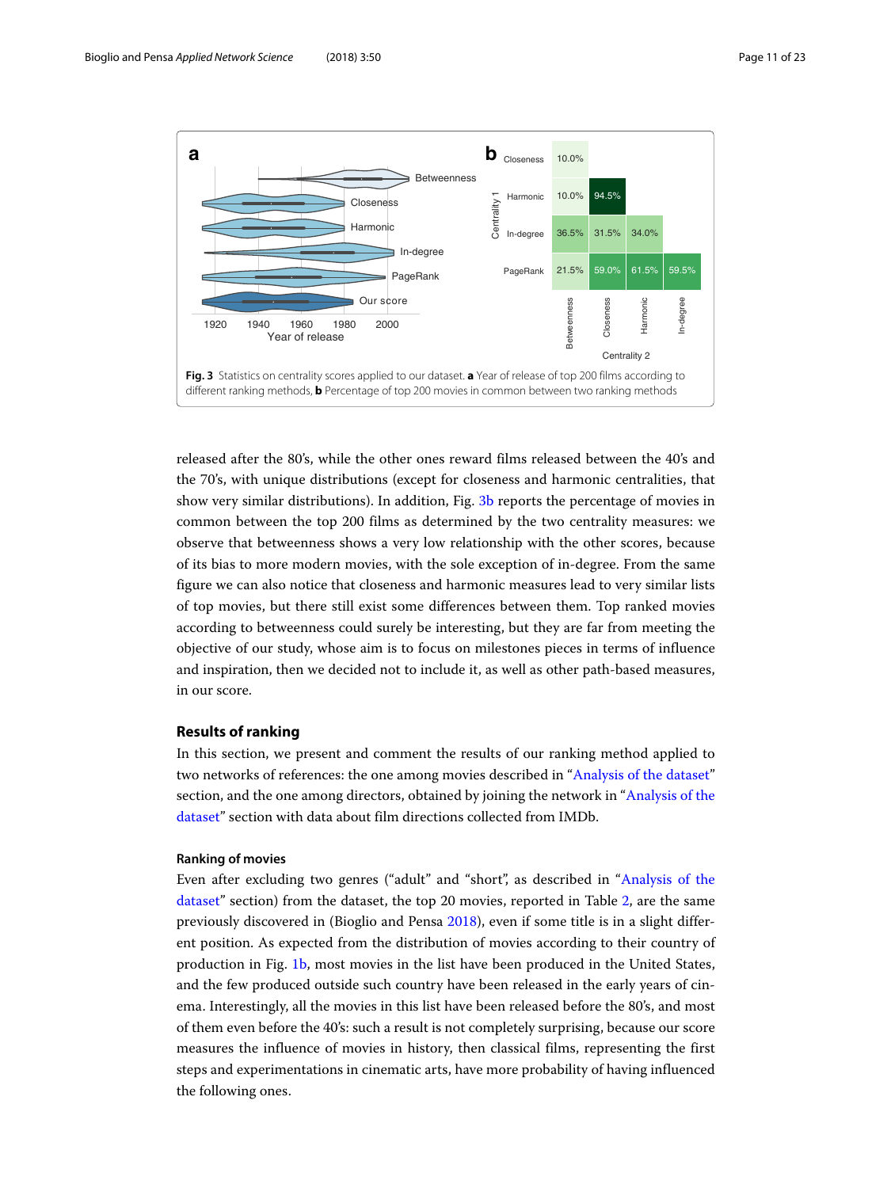Fig. 3 Statistics on centrality scores applied to our dataset. **a** Year of release of top 200 films according to different ranking methods, **b** Percentage of top 200 movies in common between two ranking methods

released after the 80's, while the other ones reward films released between the 40's and the 70's, with unique distributions (except for closeness and harmonic centralities, that show very similar distributions). In addition, Fig. 3b reports the percentage of movies in common between the top 200 films as determined by the two centrality measures: we observe that betweenness shows a very low relationship with the other scores, because of its bias to more modern movies, with the sole exception of in-degree. From the same figure we can also notice that closeness and harmonic measures lead to very similar lists of top movies, but there still exist some differences between them. Top ranked movies according to betweenness could surely be interesting, but they are far from meeting the objective of our study, whose aim is to focus on milestones pieces in terms of influence and inspiration, then we decided not to include it, as well as other path-based measures, in our score.

## Results of ranking

In this section, we present and comment the results of our ranking method applied to two networks of references: the one among movies described in "Analysis of the dataset" section, and the one among directors, obtained by joining the network in "Analysis of the dataset" section with data about film directions collected from IMDb.

### Ranking of movies

Even after excluding two genres ("adult" and "short", as described in "Analysis of the dataset" section) from the dataset, the top 20 movies, reported in Table 2, are the same previously discovered in (Bioglio and Pensa 2018), even if some title is in a slight different position. As expected from the distribution of movies according to their country of production in Fig. 1b, most movies in the list have been produced in the United States, and the few produced outside such country have been released in the early years of cinema. Interestingly, all the movies in this list have been released before the 80's, and most of them even before the 40's: such a result is not completely surprising, because our score measures the influence of movies in history, then classical films, representing the first steps and experimentations in cinematic arts, have more probability of having influenced the following ones.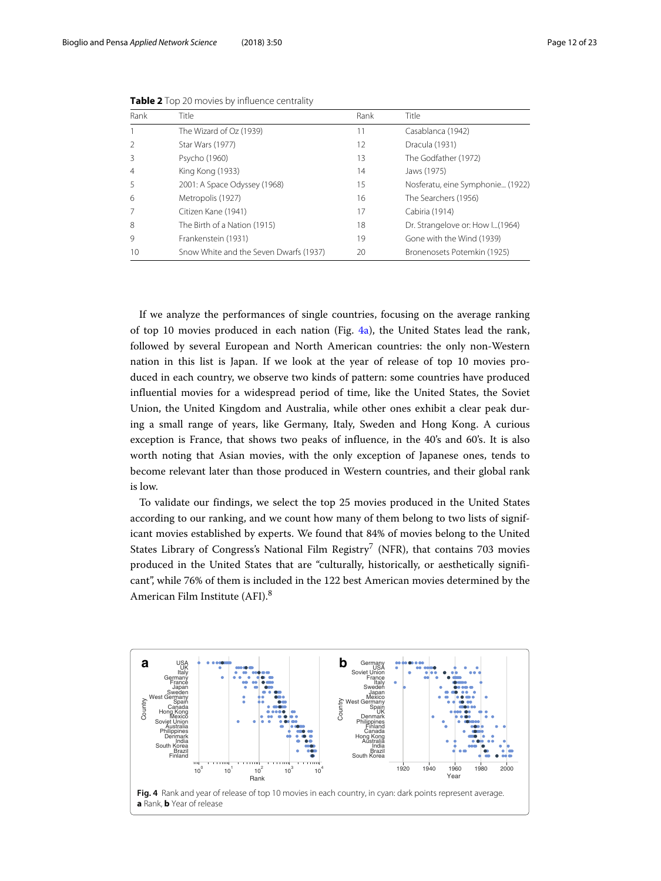**Table 2** Top 20 movies by influence centrality

| Rank | Title | Rank | Title |
|---|---|---|---|
| 1 | The Wizard of Oz (1939) | 11 | Casablanca (1942) |
| 2 | Star Wars (1977) | 12 | Dracula (1931) |
| 3 | Psycho (1960) | 13 | The Godfather (1972) |
| 4 | King Kong (1933) | 14 | Jaws (1975) |
| 5 | 2001: A Space Odyssey (1968) | 15 | Nosferatu, eine Symphonie... (1922) |
| 6 | Metropolis (1927) | 16 | The Searchers (1956) |
| 7 | Citizen Kane (1941) | 17 | Cabiria (1914) |
| 8 | The Birth of a Nation (1915) | 18 | Dr. Strangelove or: How I...(1964) |
| 9 | Frankenstein (1931) | 19 | Gone with the Wind (1939) |
| 10 | Snow White and the Seven Dwarfs (1937) | 20 | Bronenosets Potemkin (1925) |

If we analyze the performances of single countries, focusing on the average ranking of top 10 movies produced in each nation (Fig. 4a), the United States lead the rank, followed by several European and North American countries: the only non-Western nation in this list is Japan. If we look at the year of release of top 10 movies produced in each country, we observe two kinds of pattern: some countries have produced influential movies for a widespread period of time, like the United States, the Soviet Union, the United Kingdom and Australia, while other ones exhibit a clear peak during a small range of years, like Germany, Italy, Sweden and Hong Kong. A curious exception is France, that shows two peaks of influence, in the 40's and 60's. It is also worth noting that Asian movies, with the only exception of Japanese ones, tends to become relevant later than those produced in Western countries, and their global rank is low.

To validate our findings, we select the top 25 movies produced in the United States according to our ranking, and we count how many of them belong to two lists of significant movies established by experts. We found that 84% of movies belong to the United States Library of Congress's National Film Registry[7] (NFR), that contains 703 movies produced in the United States that are "culturally, historically, or aesthetically significant", while 76% of them is included in the 122 best American movies determined by the American Film Institute (AFI).[8]

**Fig. 4** Rank and year of release of top 10 movies in each country, in cyan: dark points represent average. **a** Rank, **b** Year of release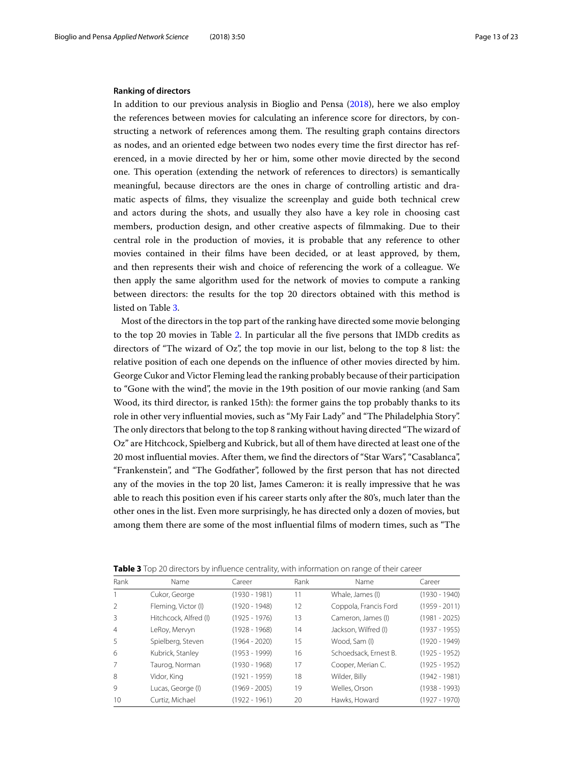### Ranking of directors

In addition to our previous analysis in Bioglio and Pensa (2018), here we also employ the references between movies for calculating an inference score for directors, by constructing a network of references among them. The resulting graph contains directors as nodes, and an oriented edge between two nodes every time the first director has referenced, in a movie directed by her or him, some other movie directed by the second one. This operation (extending the network of references to directors) is semantically meaningful, because directors are the ones in charge of controlling artistic and dramatic aspects of films, they visualize the screenplay and guide both technical crew and actors during the shots, and usually they also have a key role in choosing cast members, production design, and other creative aspects of filmmaking. Due to their central role in the production of movies, it is probable that any reference to other movies contained in their films have been decided, or at least approved, by them, and then represents their wish and choice of referencing the work of a colleague. We then apply the same algorithm used for the network of movies to compute a ranking between directors: the results for the top 20 directors obtained with this method is listed on Table 3.

Most of the directors in the top part of the ranking have directed some movie belonging to the top 20 movies in Table 2. In particular all the five persons that IMDb credits as directors of "The wizard of Oz", the top movie in our list, belong to the top 8 list: the relative position of each one depends on the influence of other movies directed by him. George Cukor and Victor Fleming lead the ranking probably because of their participation to "Gone with the wind", the movie in the 19th position of our movie ranking (and Sam Wood, its third director, is ranked 15th): the former gains the top probably thanks to its role in other very influential movies, such as "My Fair Lady" and "The Philadelphia Story". The only directors that belong to the top 8 ranking without having directed "The wizard of Oz" are Hitchcock, Spielberg and Kubrick, but all of them have directed at least one of the 20 most influential movies. After them, we find the directors of "Star Wars", "Casablanca", "Frankenstein", and "The Godfather", followed by the first person that has not directed any of the movies in the top 20 list, James Cameron: it is really impressive that he was able to reach this position even if his career starts only after the 80's, much later than the other ones in the list. Even more surprisingly, he has directed only a dozen of movies, but among them there are some of the most influential films of modern times, such as "The

**Table 3** Top 20 directors by influence centrality, with information on range of their career

| Rank | Name | Career | Rank | Name | Career |
|---|---|---|---|---|---|
| 1 | Cukor, George | (1930 - 1981) | 11 | Whale, James (I) | (1930 - 1940) |
| 2 | Fleming, Victor (I) | (1920 - 1948) | 12 | Coppola, Francis Ford | (1959 - 2011) |
| 3 | Hitchcock, Alfred (I) | (1925 - 1976) | 13 | Cameron, James (I) | (1981 - 2025) |
| 4 | LeRoy, Mervyn | (1928 - 1968) | 14 | Jackson, Wilfred (I) | (1937 - 1955) |
| 5 | Spielberg, Steven | (1964 - 2020) | 15 | Wood, Sam (I) | (1920 - 1949) |
| 6 | Kubrick, Stanley | (1953 - 1999) | 16 | Schoedsack, Ernest B. | (1925 - 1952) |
| 7 | Taurog, Norman | (1930 - 1968) | 17 | Cooper, Merian C. | (1925 - 1952) |
| 8 | Vidor, King | (1921 - 1959) | 18 | Wilder, Billy | (1942 - 1981) |
| 9 | Lucas, George (I) | (1969 - 2005) | 19 | Welles, Orson | (1938 - 1993) |
| 10 | Curtiz, Michael | (1922 - 1961) | 20 | Hawks, Howard | (1927 - 1970) |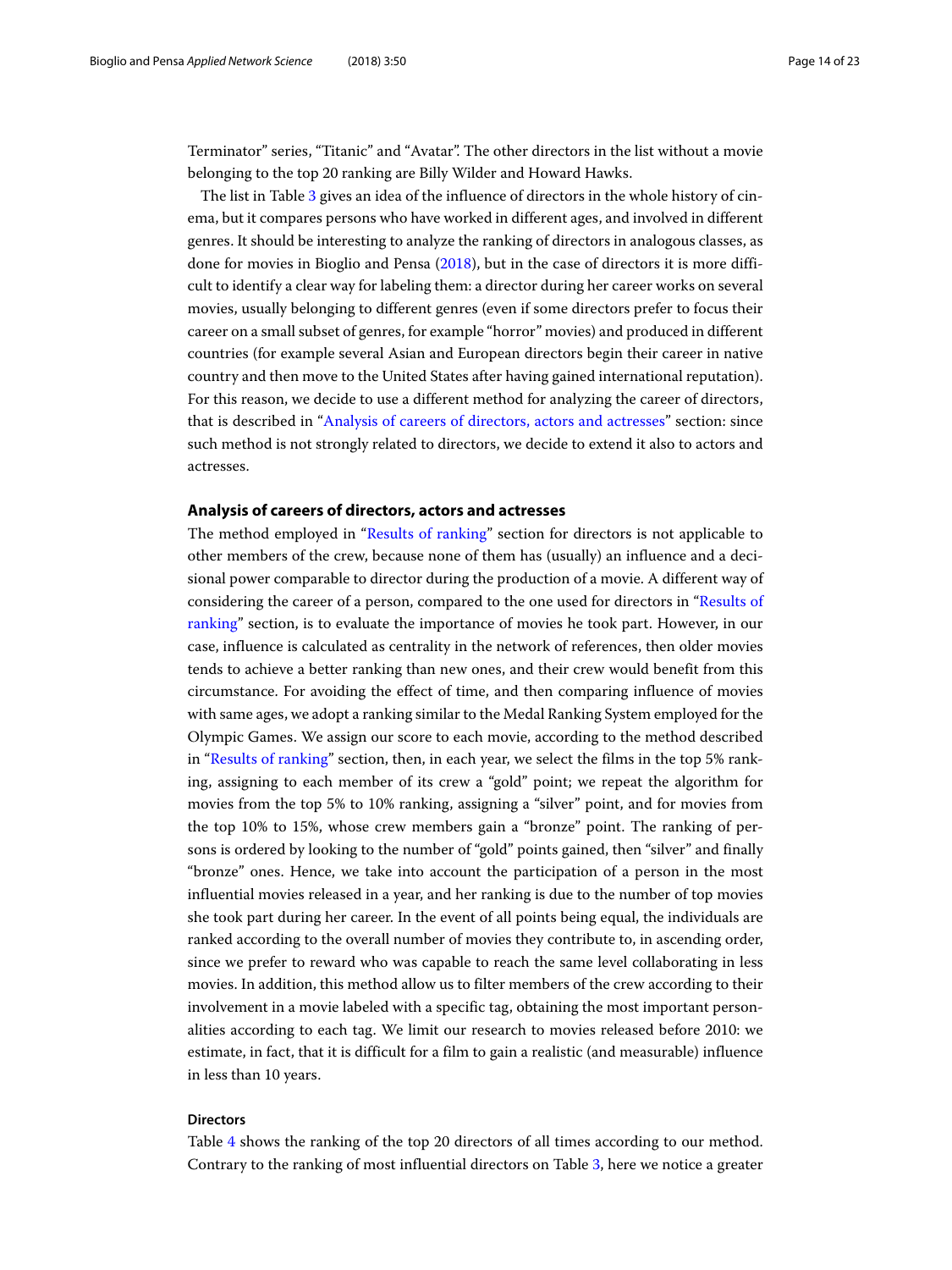Terminator" series, "Titanic" and "Avatar". The other directors in the list without a movie belonging to the top 20 ranking are Billy Wilder and Howard Hawks.

The list in Table 3 gives an idea of the influence of directors in the whole history of cinema, but it compares persons who have worked in different ages, and involved in different genres. It should be interesting to analyze the ranking of directors in analogous classes, as done for movies in Bioglio and Pensa (2018), but in the case of directors it is more difficult to identify a clear way for labeling them: a director during her career works on several movies, usually belonging to different genres (even if some directors prefer to focus their career on a small subset of genres, for example "horror" movies) and produced in different countries (for example several Asian and European directors begin their career in native country and then move to the United States after having gained international reputation). For this reason, we decide to use a different method for analyzing the career of directors, that is described in "Analysis of careers of directors, actors and actresses" section: since such method is not strongly related to directors, we decide to extend it also to actors and actresses.

## Analysis of careers of directors, actors and actresses

The method employed in "Results of ranking" section for directors is not applicable to other members of the crew, because none of them has (usually) an influence and a decisional power comparable to director during the production of a movie. A different way of considering the career of a person, compared to the one used for directors in "Results of ranking" section, is to evaluate the importance of movies he took part. However, in our case, influence is calculated as centrality in the network of references, then older movies tends to achieve a better ranking than new ones, and their crew would benefit from this circumstance. For avoiding the effect of time, and then comparing influence of movies with same ages, we adopt a ranking similar to the Medal Ranking System employed for the Olympic Games. We assign our score to each movie, according to the method described in "Results of ranking" section, then, in each year, we select the films in the top 5% ranking, assigning to each member of its crew a "gold" point; we repeat the algorithm for movies from the top 5% to 10% ranking, assigning a "silver" point, and for movies from the top 10% to 15%, whose crew members gain a "bronze" point. The ranking of persons is ordered by looking to the number of "gold" points gained, then "silver" and finally "bronze" ones. Hence, we take into account the participation of a person in the most influential movies released in a year, and her ranking is due to the number of top movies she took part during her career. In the event of all points being equal, the individuals are ranked according to the overall number of movies they contribute to, in ascending order, since we prefer to reward who was capable to reach the same level collaborating in less movies. In addition, this method allow us to filter members of the crew according to their involvement in a movie labeled with a specific tag, obtaining the most important personalities according to each tag. We limit our research to movies released before 2010: we estimate, in fact, that it is difficult for a film to gain a realistic (and measurable) influence in less than 10 years.

### Directors

Table 4 shows the ranking of the top 20 directors of all times according to our method. Contrary to the ranking of most influential directors on Table 3, here we notice a greater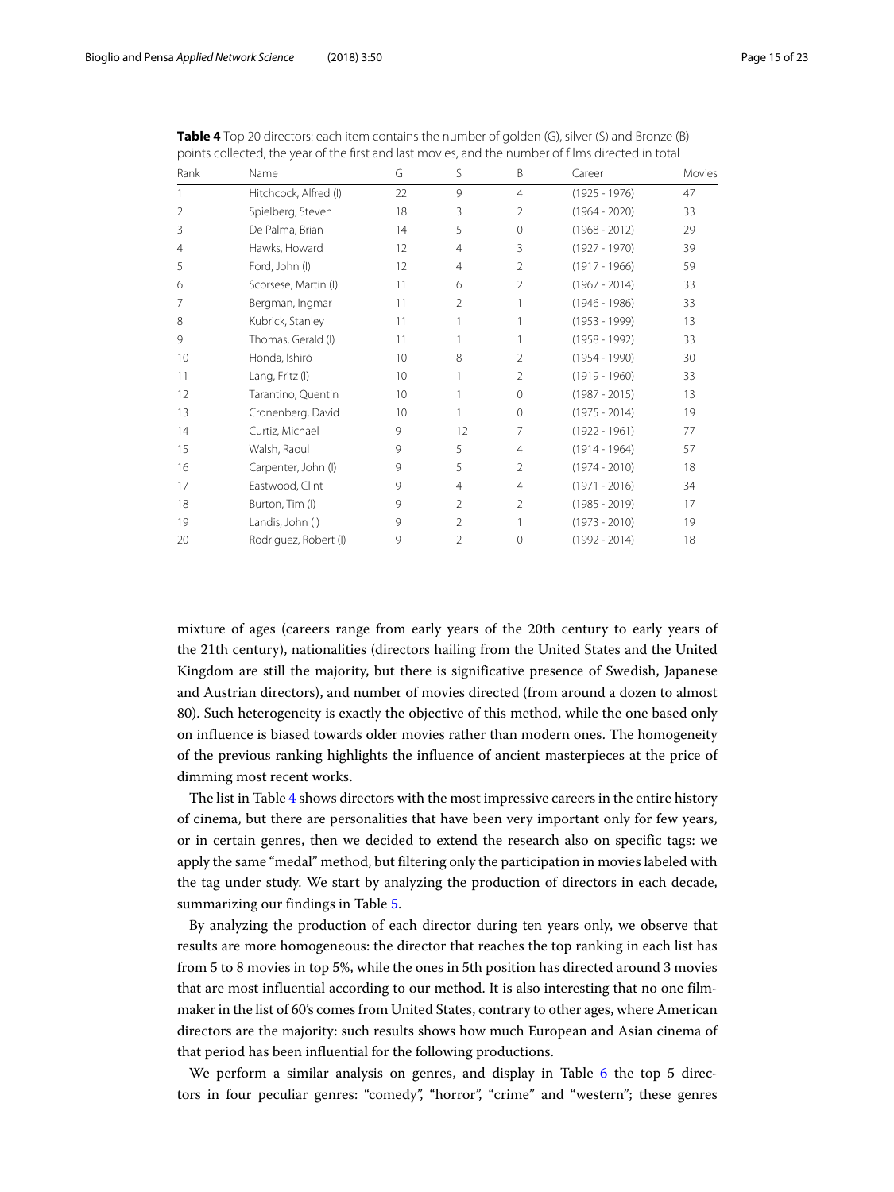**Table 4** Top 20 directors: each item contains the number of golden (G), silver (S) and Bronze (B) points collected, the year of the first and last movies, and the number of films directed in total

| Rank | Name | G | S | B | Career | Movies |
|---|---|---|---|---|---|---|
| 1 | Hitchcock, Alfred (I) | 22 | 9 | 4 | (1925 - 1976) | 47 |
| 2 | Spielberg, Steven | 18 | 3 | 2 | (1964 - 2020) | 33 |
| 3 | De Palma, Brian | 14 | 5 | 0 | (1968 - 2012) | 29 |
| 4 | Hawks, Howard | 12 | 4 | 3 | (1927 - 1970) | 39 |
| 5 | Ford, John (I) | 12 | 4 | 2 | (1917 - 1966) | 59 |
| 6 | Scorsese, Martin (I) | 11 | 6 | 2 | (1967 - 2014) | 33 |
| 7 | Bergman, Ingmar | 11 | 2 | 1 | (1946 - 1986) | 33 |
| 8 | Kubrick, Stanley | 11 | 1 | 1 | (1953 - 1999) | 13 |
| 9 | Thomas, Gerald (I) | 11 | 1 | 1 | (1958 - 1992) | 33 |
| 10 | Honda, Ishirō | 10 | 8 | 2 | (1954 - 1990) | 30 |
| 11 | Lang, Fritz (I) | 10 | 1 | 2 | (1919 - 1960) | 33 |
| 12 | Tarantino, Quentin | 10 | 1 | 0 | (1987 - 2015) | 13 |
| 13 | Cronenberg, David | 10 | 1 | 0 | (1975 - 2014) | 19 |
| 14 | Curtiz, Michael | 9 | 12 | 7 | (1922 - 1961) | 77 |
| 15 | Walsh, Raoul | 9 | 5 | 4 | (1914 - 1964) | 57 |
| 16 | Carpenter, John (I) | 9 | 5 | 2 | (1974 - 2010) | 18 |
| 17 | Eastwood, Clint | 9 | 4 | 4 | (1971 - 2016) | 34 |
| 18 | Burton, Tim (I) | 9 | 2 | 2 | (1985 - 2019) | 17 |
| 19 | Landis, John (I) | 9 | 2 | 1 | (1973 - 2010) | 19 |
| 20 | Rodriguez, Robert (I) | 9 | 2 | 0 | (1992 - 2014) | 18 |

mixture of ages (careers range from early years of the 20th century to early years of the 21th century), nationalities (directors hailing from the United States and the United Kingdom are still the majority, but there is significative presence of Swedish, Japanese and Austrian directors), and number of movies directed (from around a dozen to almost 80). Such heterogeneity is exactly the objective of this method, while the one based only on influence is biased towards older movies rather than modern ones. The homogeneity of the previous ranking highlights the influence of ancient masterpieces at the price of dimming most recent works.

The list in Table 4 shows directors with the most impressive careers in the entire history of cinema, but there are personalities that have been very important only for few years, or in certain genres, then we decided to extend the research also on specific tags: we apply the same "medal" method, but filtering only the participation in movies labeled with the tag under study. We start by analyzing the production of directors in each decade, summarizing our findings in Table 5.

By analyzing the production of each director during ten years only, we observe that results are more homogeneous: the director that reaches the top ranking in each list has from 5 to 8 movies in top 5%, while the ones in 5th position has directed around 3 movies that are most influential according to our method. It is also interesting that no one film-maker in the list of 60's comes from United States, contrary to other ages, where American directors are the majority: such results shows how much European and Asian cinema of that period has been influential for the following productions.

We perform a similar analysis on genres, and display in Table 6 the top 5 directors in four peculiar genres: "comedy", "horror", "crime" and "western"; these genres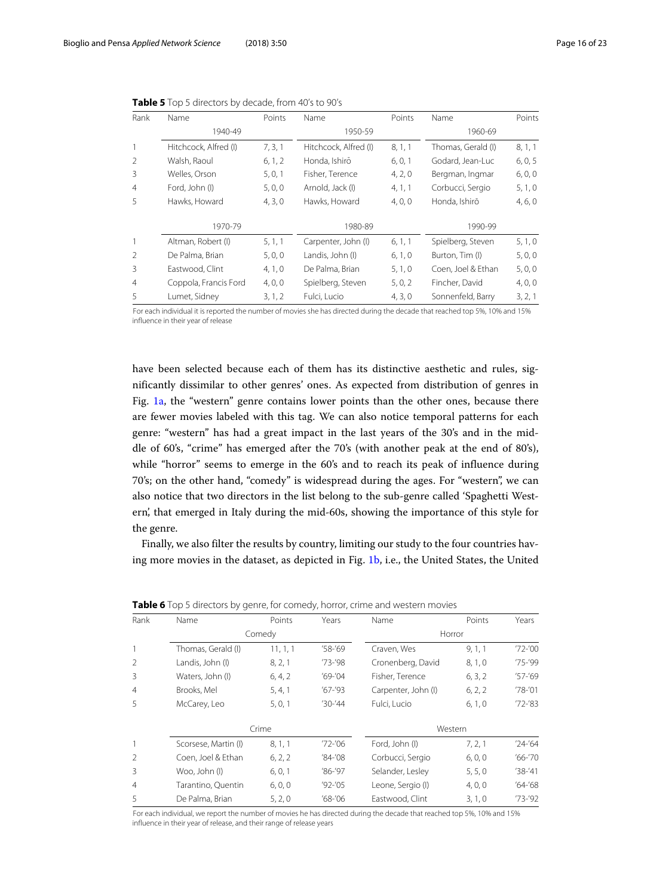**Table 5** Top 5 directors by decade, from 40's to 90's

| Rank | Name | Points | Name | Points | Name | Points |
|---|---|---|---|---|---|---|
| | 1940-49 | | 1950-59 | | 1960-69 | |
| 1 | Hitchcock, Alfred (I) | 7, 3, 1 | Hitchcock, Alfred (I) | 8, 1, 1 | Thomas, Gerald (I) | 8, 1, 1 |
| 2 | Walsh, Raoul | 6, 1, 2 | Honda, Ishirō | 6, 0, 1 | Godard, Jean-Luc | 6, 0, 5 |
| 3 | Welles, Orson | 5, 0, 1 | Fisher, Terence | 4, 2, 0 | Bergman, Ingmar | 6, 0, 0 |
| 4 | Ford, John (I) | 5, 0, 0 | Arnold, Jack (I) | 4, 1, 1 | Corbucci, Sergio | 5, 1, 0 |
| 5 | Hawks, Howard | 4, 3, 0 | Hawks, Howard | 4, 0, 0 | Honda, Ishirō | 4, 6, 0 |
| | 1970-79 | | 1980-89 | | 1990-99 | |
| 1 | Altman, Robert (I) | 5, 1, 1 | Carpenter, John (I) | 6, 1, 1 | Spielberg, Steven | 5, 1, 0 |
| 2 | De Palma, Brian | 5, 0, 0 | Landis, John (I) | 6, 1, 0 | Burton, Tim (I) | 5, 0, 0 |
| 3 | Eastwood, Clint | 4, 1, 0 | De Palma, Brian | 5, 1, 0 | Coen, Joel & Ethan | 5, 0, 0 |
| 4 | Coppola, Francis Ford | 4, 0, 0 | Spielberg, Steven | 5, 0, 2 | Fincher, David | 4, 0, 0 |
| 5 | Lumet, Sidney | 3, 1, 2 | Fulci, Lucio | 4, 3, 0 | Sonnenfeld, Barry | 3, 2, 1 |

For each individual it is reported the number of movies she has directed during the decade that reached top 5%, 10% and 15% influence in their year of release

have been selected because each of them has its distinctive aesthetic and rules, significantly dissimilar to other genres' ones. As expected from distribution of genres in Fig. 1a, the "western" genre contains lower points than the other ones, because there are fewer movies labeled with this tag. We can also notice temporal patterns for each genre: "western" has had a great impact in the last years of the 30's and in the middle of 60's, "crime" has emerged after the 70's (with another peak at the end of 80's), while "horror" seems to emerge in the 60's and to reach its peak of influence during 70's; on the other hand, "comedy" is widespread during the ages. For "western", we can also notice that two directors in the list belong to the sub-genre called 'Spaghetti Western', that emerged in Italy during the mid-60s, showing the importance of this style for the genre.

Finally, we also filter the results by country, limiting our study to the four countries having more movies in the dataset, as depicted in Fig. 1b, i.e., the United States, the United

**Table 6** Top 5 directors by genre, for comedy, horror, crime and western movies

| Rank | Name | Points | Years | Name | Points | Years |
|---|---|---|---|---|---|---|
| | Comedy | | | Horror | | |
| 1 | Thomas, Gerald (I) | 11, 1, 1 | '58-'69 | Craven, Wes | 9, 1, 1 | '72-'00 |
| 2 | Landis, John (I) | 8, 2, 1 | '73-'98 | Cronenberg, David | 8, 1, 0 | '75-'99 |
| 3 | Waters, John (I) | 6, 4, 2 | '69-'04 | Fisher, Terence | 6, 3, 2 | '57-'69 |
| 4 | Brooks, Mel | 5, 4, 1 | '67-'93 | Carpenter, John (I) | 6, 2, 2 | '78-'01 |
| 5 | McCarey, Leo | 5, 0, 1 | '30-'44 | Fulci, Lucio | 6, 1, 0 | '72-'83 |
| | Crime | | | Western | | |
| 1 | Scorsese, Martin (I) | 8, 1, 1 | '72-'06 | Ford, John (I) | 7, 2, 1 | '24-'64 |
| 2 | Coen, Joel & Ethan | 6, 2, 2 | '84-'08 | Corbucci, Sergio | 6, 0, 0 | '66-'70 |
| 3 | Woo, John (I) | 6, 0, 1 | '86-'97 | Selander, Lesley | 5, 5, 0 | '38-'41 |
| 4 | Tarantino, Quentin | 6, 0, 0 | '92-'05 | Leone, Sergio (I) | 4, 0, 0 | '64-'68 |
| 5 | De Palma, Brian | 5, 2, 0 | '68-'06 | Eastwood, Clint | 3, 1, 0 | '73-'92 |

For each individual, we report the number of movies he has directed during the decade that reached top 5%, 10% and 15% influence in their year of release, and their range of release years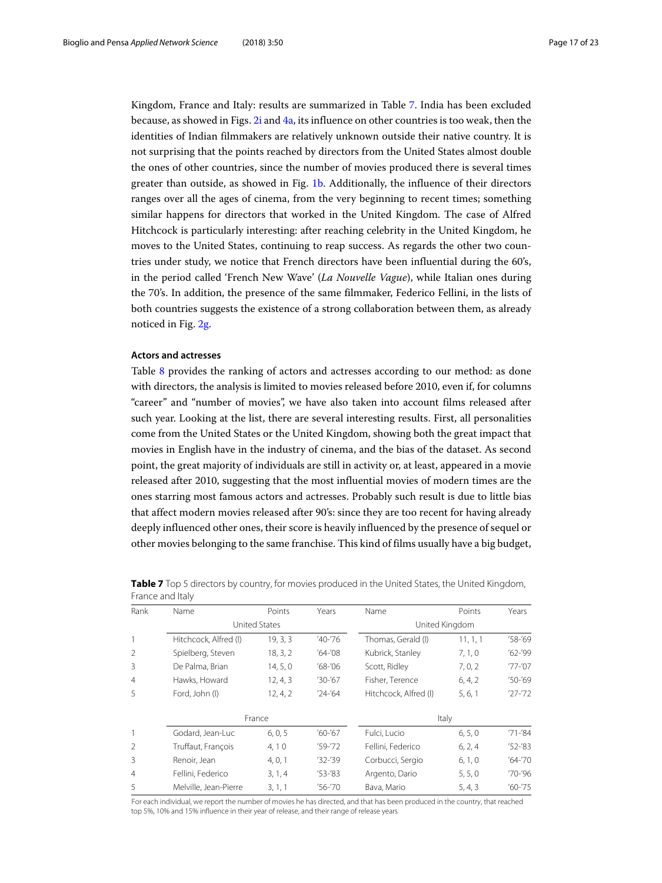Kingdom, France and Italy: results are summarized in Table 7. India has been excluded because, as showed in Figs. 2i and 4a, its influence on other countries is too weak, then the identities of Indian filmmakers are relatively unknown outside their native country. It is not surprising that the points reached by directors from the United States almost double the ones of other countries, since the number of movies produced there is several times greater than outside, as showed in Fig. 1b. Additionally, the influence of their directors ranges over all the ages of cinema, from the very beginning to recent times; something similar happens for directors that worked in the United Kingdom. The case of Alfred Hitchcock is particularly interesting: after reaching celebrity in the United Kingdom, he moves to the United States, continuing to reap success. As regards the other two countries under study, we notice that French directors have been influential during the 60's, in the period called 'French New Wave' (*La Nouvelle Vague*), while Italian ones during the 70's. In addition, the presence of the same filmmaker, Federico Fellini, in the lists of both countries suggests the existence of a strong collaboration between them, as already noticed in Fig. 2g.

### Actors and actresses

Table 8 provides the ranking of actors and actresses according to our method: as done with directors, the analysis is limited to movies released before 2010, even if, for columns "career" and "number of movies", we have also taken into account films released after such year. Looking at the list, there are several interesting results. First, all personalities come from the United States or the United Kingdom, showing both the great impact that movies in English have in the industry of cinema, and the bias of the dataset. As second point, the great majority of individuals are still in activity or, at least, appeared in a movie released after 2010, suggesting that the most influential movies of modern times are the ones starring most famous actors and actresses. Probably such result is due to little bias that affect modern movies released after 90's: since they are too recent for having already deeply influenced other ones, their score is heavily influenced by the presence of sequel or other movies belonging to the same franchise. This kind of films usually have a big budget,

**Table 7** Top 5 directors by country, for movies produced in the United States, the United Kingdom, France and Italy

| Rank | Name | Points | Years | Name | Points | Years |
|---|---|---|---|---|---|---|
| | United States | | | United Kingdom | | |
| 1 | Hitchcock, Alfred (I) | 19, 3, 3 | '40-'76 | Thomas, Gerald (I) | 11, 1, 1 | '58-'69 |
| 2 | Spielberg, Steven | 18, 3, 2 | '64-'08 | Kubrick, Stanley | 7, 1, 0 | '62-'99 |
| 3 | De Palma, Brian | 14, 5, 0 | '68-'06 | Scott, Ridley | 7, 0, 2 | '77-'07 |
| 4 | Hawks, Howard | 12, 4, 3 | '30-'67 | Fisher, Terence | 6, 4, 2 | '50-'69 |
| 5 | Ford, John (I) | 12, 4, 2 | '24-'64 | Hitchcock, Alfred (I) | 5, 6, 1 | '27-'72 |
| | France | | | Italy | | |
| 1 | Godard, Jean-Luc | 6, 0, 5 | '60-'67 | Fulci, Lucio | 6, 5, 0 | '71-'84 |
| 2 | Truffaut, François | 4, 1 0 | '59-'72 | Fellini, Federico | 6, 2, 4 | '52-'83 |
| 3 | Renoir, Jean | 4, 0, 1 | '32-'39 | Corbucci, Sergio | 6, 1, 0 | '64-'70 |
| 4 | Fellini, Federico | 3, 1, 4 | '53-'83 | Argento, Dario | 5, 5, 0 | '70-'96 |
| 5 | Melville, Jean-Pierre | 3, 1, 1 | '56-'70 | Bava, Mario | 5, 4, 3 | '60-'75 |

For each individual, we report the number of movies he has directed, and that has been produced in the country, that reached top 5%, 10% and 15% influence in their year of release, and their range of release years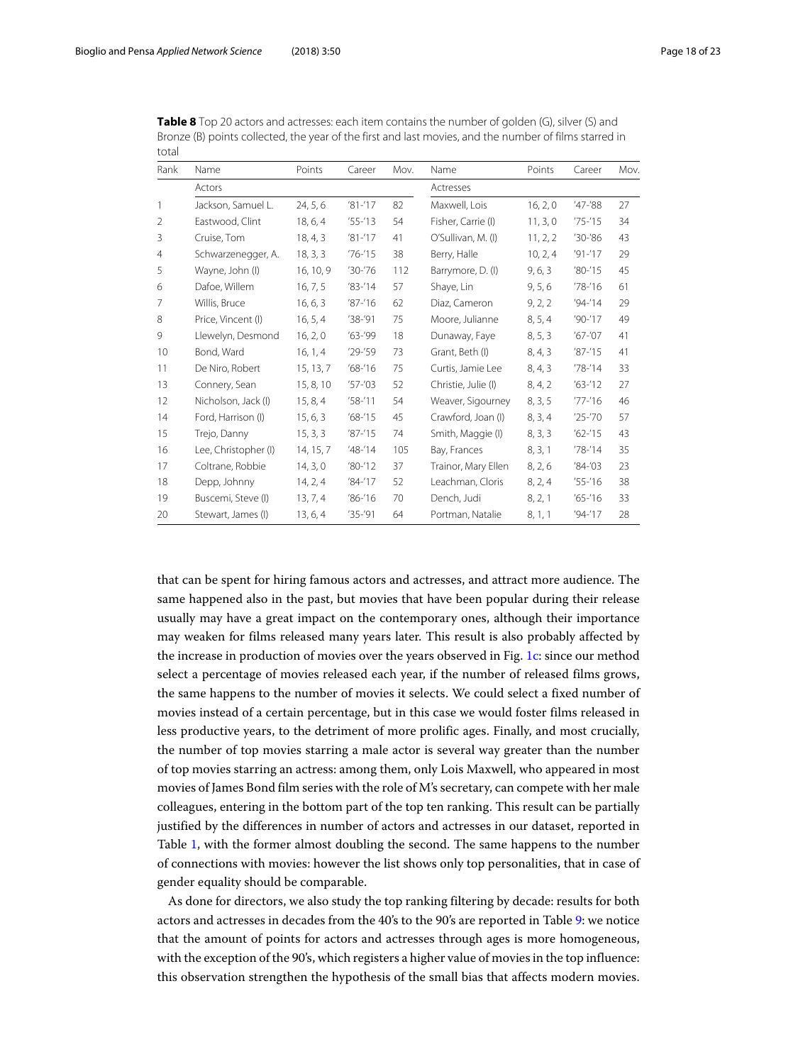**Table 8** Top 20 actors and actresses: each item contains the number of golden (G), silver (S) and Bronze (B) points collected, the year of the first and last movies, and the number of films starred in total

| Rank | Name | Points | Career | Mov. | Name | Points | Career | Mov. |
|---|---|---|---|---|---|---|---|---|
| | Actors | | | | Actresses | | | |
| 1 | Jackson, Samuel L. | 24, 5, 6 | '81-'17 | 82 | Maxwell, Lois | 16, 2, 0 | '47-'88 | 27 |
| 2 | Eastwood, Clint | 18, 6, 4 | '55-'13 | 54 | Fisher, Carrie (I) | 11, 3, 0 | '75-'15 | 34 |
| 3 | Cruise, Tom | 18, 4, 3 | '81-'17 | 41 | O'Sullivan, M. (I) | 11, 2, 2 | '30-'86 | 43 |
| 4 | Schwarzenegger, A. | 18, 3, 3 | '76-'15 | 38 | Berry, Halle | 10, 2, 4 | '91-'17 | 29 |
| 5 | Wayne, John (I) | 16, 10, 9 | '30-'76 | 112 | Barrymore, D. (I) | 9, 6, 3 | '80-'15 | 45 |
| 6 | Dafoe, Willem | 16, 7, 5 | '83-'14 | 57 | Shaye, Lin | 9, 5, 6 | '78-'16 | 61 |
| 7 | Willis, Bruce | 16, 6, 3 | '87-'16 | 62 | Diaz, Cameron | 9, 2, 2 | '94-'14 | 29 |
| 8 | Price, Vincent (I) | 16, 5, 4 | '38-'91 | 75 | Moore, Julianne | 8, 5, 4 | '90-'17 | 49 |
| 9 | Llewelyn, Desmond | 16, 2, 0 | '63-'99 | 18 | Dunaway, Faye | 8, 5, 3 | '67-'07 | 41 |
| 10 | Bond, Ward | 16, 1, 4 | '29-'59 | 73 | Grant, Beth (I) | 8, 4, 3 | '87-'15 | 41 |
| 11 | De Niro, Robert | 15, 13, 7 | '68-'16 | 75 | Curtis, Jamie Lee | 8, 4, 3 | '78-'14 | 33 |
| 13 | Connery, Sean | 15, 8, 10 | '57-'03 | 52 | Christie, Julie (I) | 8, 4, 2 | '63-'12 | 27 |
| 12 | Nicholson, Jack (I) | 15, 8, 4 | '58-'11 | 54 | Weaver, Sigourney | 8, 3, 5 | '77-'16 | 46 |
| 14 | Ford, Harrison (I) | 15, 6, 3 | '68-'15 | 45 | Crawford, Joan (I) | 8, 3, 4 | '25-'70 | 57 |
| 15 | Trejo, Danny | 15, 3, 3 | '87-'15 | 74 | Smith, Maggie (I) | 8, 3, 3 | '62-'15 | 43 |
| 16 | Lee, Christopher (I) | 14, 15, 7 | '48-'14 | 105 | Bay, Frances | 8, 3, 1 | '78-'14 | 35 |
| 17 | Coltrane, Robbie | 14, 3, 0 | '80-'12 | 37 | Trainor, Mary Ellen | 8, 2, 6 | '84-'03 | 23 |
| 18 | Depp, Johnny | 14, 2, 4 | '84-'17 | 52 | Leachman, Cloris | 8, 2, 4 | '55-'16 | 38 |
| 19 | Buscemi, Steve (I) | 13, 7, 4 | '86-'16 | 70 | Dench, Judi | 8, 2, 1 | '65-'16 | 33 |
| 20 | Stewart, James (I) | 13, 6, 4 | '35-'91 | 64 | Portman, Natalie | 8, 1, 1 | '94-'17 | 28 |

that can be spent for hiring famous actors and actresses, and attract more audience. The same happened also in the past, but movies that have been popular during their release usually may have a great impact on the contemporary ones, although their importance may weaken for films released many years later. This result is also probably affected by the increase in production of movies over the years observed in Fig. 1c: since our method select a percentage of movies released each year, if the number of released films grows, the same happens to the number of movies it selects. We could select a fixed number of movies instead of a certain percentage, but in this case we would foster films released in less productive years, to the detriment of more prolific ages. Finally, and most crucially, the number of top movies starring a male actor is several way greater than the number of top movies starring an actress: among them, only Lois Maxwell, who appeared in most movies of James Bond film series with the role of M's secretary, can compete with her male colleagues, entering in the bottom part of the top ten ranking. This result can be partially justified by the differences in number of actors and actresses in our dataset, reported in Table 1, with the former almost doubling the second. The same happens to the number of connections with movies: however the list shows only top personalities, that in case of gender equality should be comparable.

As done for directors, we also study the top ranking filtering by decade: results for both actors and actresses in decades from the 40's to the 90's are reported in Table 9: we notice that the amount of points for actors and actresses through ages is more homogeneous, with the exception of the 90's, which registers a higher value of movies in the top influence: this observation strengthen the hypothesis of the small bias that affects modern movies.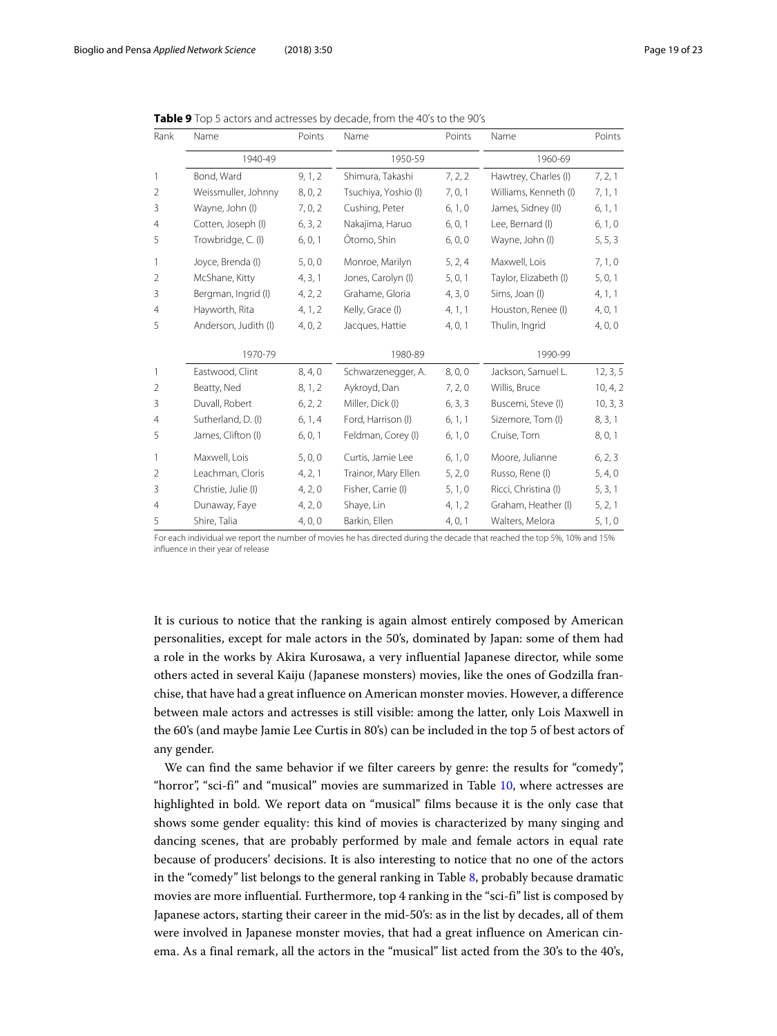**Table 9** Top 5 actors and actresses by decade, from the 40's to the 90's

| Rank | Name | Points | Name | Points | Name | Points |
|---|---|---|---|---|---|---|
| | 1940-49 | | 1950-59 | | 1960-69 | |
| 1 | Bond, Ward | 9, 1, 2 | Shimura, Takashi | 7, 2, 2 | Hawtrey, Charles (I) | 7, 2, 1 |
| 2 | Weissmuller, Johnny | 8, 0, 2 | Tsuchiya, Yoshio (I) | 7, 0, 1 | Williams, Kenneth (I) | 7, 1, 1 |
| 3 | Wayne, John (I) | 7, 0, 2 | Cushing, Peter | 6, 1, 0 | James, Sidney (II) | 6, 1, 1 |
| 4 | Cotten, Joseph (I) | 6, 3, 2 | Nakajima, Haruo | 6, 0, 1 | Lee, Bernard (I) | 6, 1, 0 |
| 5 | Trowbridge, C. (I) | 6, 0, 1 | Ōtomo, Shin | 6, 0, 0 | Wayne, John (I) | 5, 5, 3 |
| 1 | Joyce, Brenda (I) | 5, 0, 0 | Monroe, Marilyn | 5, 2, 4 | Maxwell, Lois | 7, 1, 0 |
| 2 | McShane, Kitty | 4, 3, 1 | Jones, Carolyn (I) | 5, 0, 1 | Taylor, Elizabeth (I) | 5, 0, 1 |
| 3 | Bergman, Ingrid (I) | 4, 2, 2 | Grahame, Gloria | 4, 3, 0 | Sims, Joan (I) | 4, 1, 1 |
| 4 | Hayworth, Rita | 4, 1, 2 | Kelly, Grace (I) | 4, 1, 1 | Houston, Renee (I) | 4, 0, 1 |
| 5 | Anderson, Judith (I) | 4, 0, 2 | Jacques, Hattie | 4, 0, 1 | Thulin, Ingrid | 4, 0, 0 |
| | 1970-79 | | 1980-89 | | 1990-99 | |
| 1 | Eastwood, Clint | 8, 4, 0 | Schwarzenegger, A. | 8, 0, 0 | Jackson, Samuel L. | 12, 3, 5 |
| 2 | Beatty, Ned | 8, 1, 2 | Aykroyd, Dan | 7, 2, 0 | Willis, Bruce | 10, 4, 2 |
| 3 | Duvall, Robert | 6, 2, 2 | Miller, Dick (I) | 6, 3, 3 | Buscemi, Steve (I) | 10, 3, 3 |
| 4 | Sutherland, D. (I) | 6, 1, 4 | Ford, Harrison (I) | 6, 1, 1 | Sizemore, Tom (I) | 8, 3, 1 |
| 5 | James, Clifton (I) | 6, 0, 1 | Feldman, Corey (I) | 6, 1, 0 | Cruise, Tom | 8, 0, 1 |
| 1 | Maxwell, Lois | 5, 0, 0 | Curtis, Jamie Lee | 6, 1, 0 | Moore, Julianne | 6, 2, 3 |
| 2 | Leachman, Cloris | 4, 2, 1 | Trainor, Mary Ellen | 5, 2, 0 | Russo, Rene (I) | 5, 4, 0 |
| 3 | Christie, Julie (I) | 4, 2, 0 | Fisher, Carrie (I) | 5, 1, 0 | Ricci, Christina (I) | 5, 3, 1 |
| 4 | Dunaway, Faye | 4, 2, 0 | Shaye, Lin | 4, 1, 2 | Graham, Heather (I) | 5, 2, 1 |
| 5 | Shire, Talia | 4, 0, 0 | Barkin, Ellen | 4, 0, 1 | Walters, Melora | 5, 1, 0 |

For each individual we report the number of movies he has directed during the decade that reached the top 5%, 10% and 15% influence in their year of release

It is curious to notice that the ranking is again almost entirely composed by American personalities, except for male actors in the 50's, dominated by Japan: some of them had a role in the works by Akira Kurosawa, a very influential Japanese director, while some others acted in several Kaiju (Japanese monsters) movies, like the ones of Godzilla franchise, that have had a great influence on American monster movies. However, a difference between male actors and actresses is still visible: among the latter, only Lois Maxwell in the 60's (and maybe Jamie Lee Curtis in 80's) can be included in the top 5 of best actors of any gender.

We can find the same behavior if we filter careers by genre: the results for "comedy", "horror", "sci-fi" and "musical" movies are summarized in Table 10, where actresses are highlighted in bold. We report data on "musical" films because it is the only case that shows some gender equality: this kind of movies is characterized by many singing and dancing scenes, that are probably performed by male and female actors in equal rate because of producers' decisions. It is also interesting to notice that no one of the actors in the "comedy" list belongs to the general ranking in Table 8, probably because dramatic movies are more influential. Furthermore, top 4 ranking in the "sci-fi" list is composed by Japanese actors, starting their career in the mid-50's: as in the list by decades, all of them were involved in Japanese monster movies, that had a great influence on American cinema. As a final remark, all the actors in the "musical" list acted from the 30's to the 40's,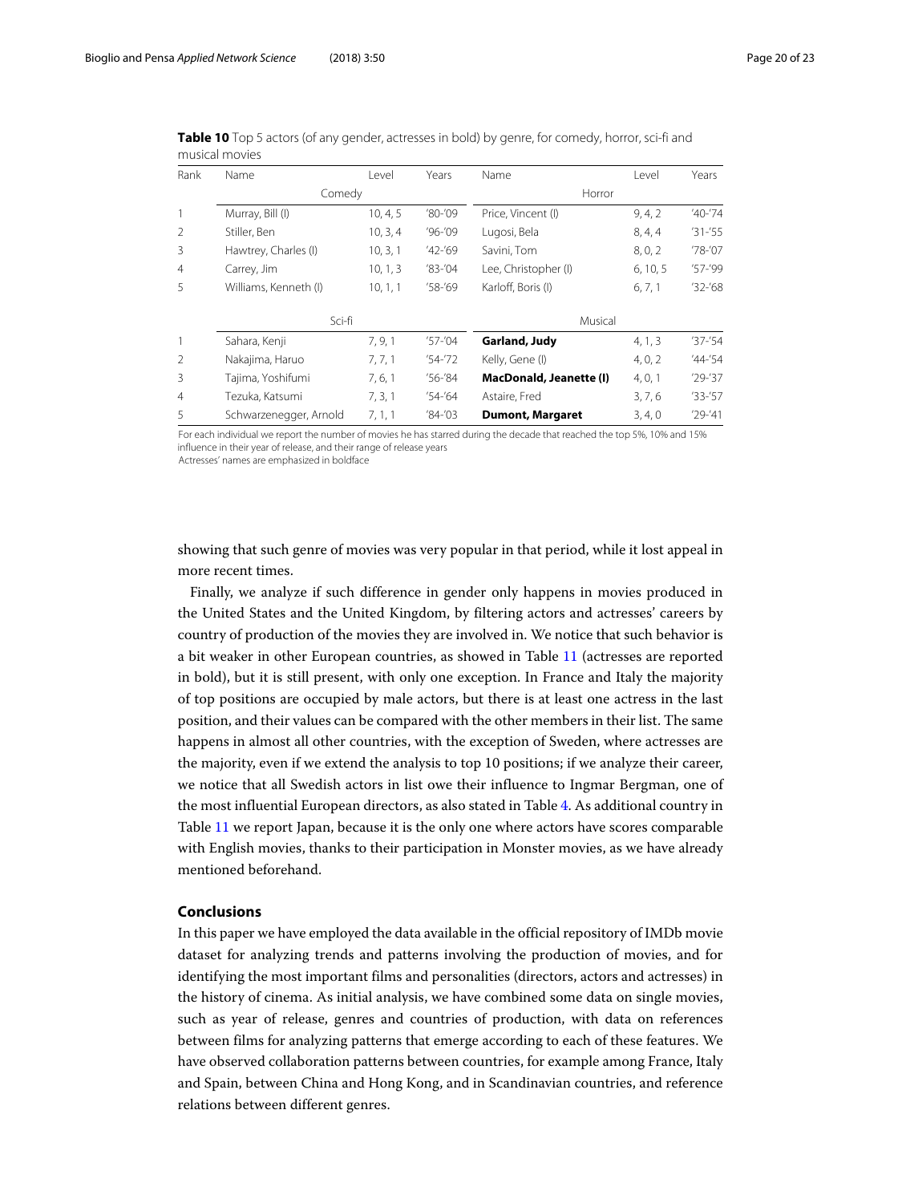**Table 10** Top 5 actors (of any gender, actresses in bold) by genre, for comedy, horror, sci-fi and musical movies

| Rank | Name | Level | Years | Name | Level | Years |
|---|---|---|---|---|---|---|
| | Comedy | | | Horror | | |
| 1 | Murray, Bill (I) | 10, 4, 5 | '80-'09 | Price, Vincent (I) | 9, 4, 2 | '40-'74 |
| 2 | Stiller, Ben | 10, 3, 4 | '96-'09 | Lugosi, Bela | 8, 4, 4 | '31-'55 |
| 3 | Hawtrey, Charles (I) | 10, 3, 1 | '42-'69 | Savini, Tom | 8, 0, 2 | '78-'07 |
| 4 | Carrey, Jim | 10, 1, 3 | '83-'04 | Lee, Christopher (I) | 6, 10, 5 | '57-'99 |
| 5 | Williams, Kenneth (I) | 10, 1, 1 | '58-'69 | Karloff, Boris (I) | 6, 7, 1 | '32-'68 |
| | Sci-fi | | | Musical | | |
| 1 | Sahara, Kenji | 7, 9, 1 | '57-'04 | **Garland, Judy** | 4, 1, 3 | '37-'54 |
| 2 | Nakajima, Haruo | 7, 7, 1 | '54-'72 | Kelly, Gene (I) | 4, 0, 2 | '44-'54 |
| 3 | Tajima, Yoshifumi | 7, 6, 1 | '56-'84 | **MacDonald, Jeanette (I)** | 4, 0, 1 | '29-'37 |
| 4 | Tezuka, Katsumi | 7, 3, 1 | '54-'64 | Astaire, Fred | 3, 7, 6 | '33-'57 |
| 5 | Schwarzenegger, Arnold | 7, 1, 1 | '84-'03 | **Dumont, Margaret** | 3, 4, 0 | '29-'41 |

For each individual we report the number of movies he has starred during the decade that reached the top 5%, 10% and 15% influence in their year of release, and their range of release years
Actresses' names are emphasized in boldface

showing that such genre of movies was very popular in that period, while it lost appeal in more recent times.

Finally, we analyze if such difference in gender only happens in movies produced in the United States and the United Kingdom, by filtering actors and actresses' careers by country of production of the movies they are involved in. We notice that such behavior is a bit weaker in other European countries, as showed in Table 11 (actresses are reported in bold), but it is still present, with only one exception. In France and Italy the majority of top positions are occupied by male actors, but there is at least one actress in the last position, and their values can be compared with the other members in their list. The same happens in almost all other countries, with the exception of Sweden, where actresses are the majority, even if we extend the analysis to top 10 positions; if we analyze their career, we notice that all Swedish actors in list owe their influence to Ingmar Bergman, one of the most influential European directors, as also stated in Table 4. As additional country in Table 11 we report Japan, because it is the only one where actors have scores comparable with English movies, thanks to their participation in Monster movies, as we have already mentioned beforehand.

## Conclusions

In this paper we have employed the data available in the official repository of IMDb movie dataset for analyzing trends and patterns involving the production of movies, and for identifying the most important films and personalities (directors, actors and actresses) in the history of cinema. As initial analysis, we have combined some data on single movies, such as year of release, genres and countries of production, with data on references between films for analyzing patterns that emerge according to each of these features. We have observed collaboration patterns between countries, for example among France, Italy and Spain, between China and Hong Kong, and in Scandinavian countries, and reference relations between different genres.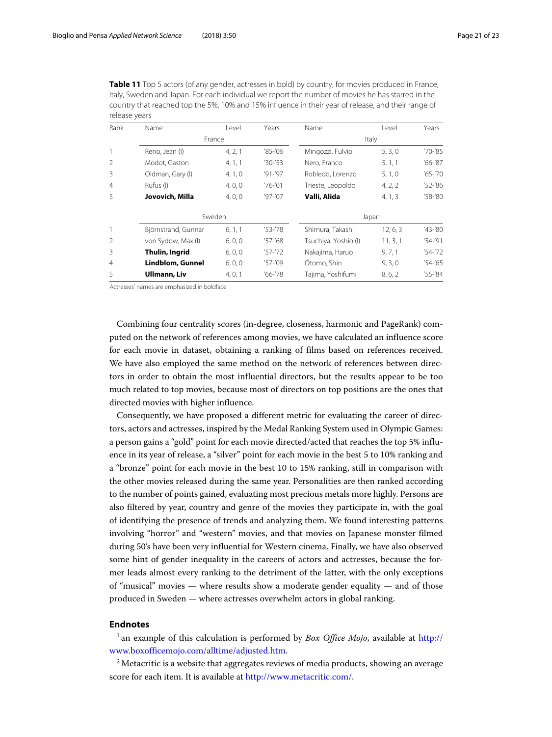**Table 11** Top 5 actors (of any gender, actresses in bold) by country, for movies produced in France, Italy, Sweden and Japan. For each individual we report the number of movies he has starred in the country that reached top the 5%, 10% and 15% influence in their year of release, and their range of release years

| Rank | Name | Level | Years | Name | Level | Years |
|---|---|---|---|---|---|---|
| | France | | | Italy | | |
| 1 | Reno, Jean (I) | 4, 2, 1 | '85-'06 | Mingozzi, Fulvio | 5, 3, 0 | '70-'85 |
| 2 | Modot, Gaston | 4, 1, 1 | '30-'53 | Nero, Franco | 5, 1, 1 | '66-'87 |
| 3 | Oldman, Gary (I) | 4, 1, 0 | '91-'97 | Robledo, Lorenzo | 5, 1, 0 | '65-'70 |
| 4 | Rufus (I) | 4, 0, 0 | '76-'01 | Trieste, Leopoldo | 4, 2, 2 | '52-'86 |
| 5 | **Jovovich, Milla** | 4, 0, 0 | '97-'07 | **Valli, Alida** | 4, 1, 3 | '58-'80 |
| | Sweden | | | Japan | | |
| 1 | Björnstrand, Gunnar | 6, 1, 1 | '53-'78 | Shimura, Takashi | 12, 6, 3 | '43-'80 |
| 2 | von Sydow, Max (I) | 6, 0, 0 | '57-'68 | Tsuchiya, Yoshio (I) | 11, 3, 1 | '54-'91 |
| 3 | **Thulin, Ingrid** | 6, 0, 0 | '57-'72 | Nakajima, Haruo | 9, 7, 1 | '54-'72 |
| 4 | **Lindblom, Gunnel** | 6, 0, 0 | '57-'09 | Ōtomo, Shin | 9, 3, 0 | '54-'65 |
| 5 | **Ullmann, Liv** | 4, 0, 1 | '66-'78 | Tajima, Yoshifumi | 8, 6, 2 | '55-'84 |

Actresses' names are emphasized in boldface

Combining four centrality scores (in-degree, closeness, harmonic and PageRank) computed on the network of references among movies, we have calculated an influence score for each movie in dataset, obtaining a ranking of films based on references received. We have also employed the same method on the network of references between directors in order to obtain the most influential directors, but the results appear to be too much related to top movies, because most of directors on top positions are the ones that directed movies with higher influence.

Consequently, we have proposed a different metric for evaluating the career of directors, actors and actresses, inspired by the Medal Ranking System used in Olympic Games: a person gains a "gold" point for each movie directed/acted that reaches the top 5% influence in its year of release, a "silver" point for each movie in the best 5 to 10% ranking and a "bronze" point for each movie in the best 10 to 15% ranking, still in comparison with the other movies released during the same year. Personalities are then ranked according to the number of points gained, evaluating most precious metals more highly. Persons are also filtered by year, country and genre of the movies they participate in, with the goal of identifying the presence of trends and analyzing them. We found interesting patterns involving "horror" and "western" movies, and that movies on Japanese monster filmed during 50's have been very influential for Western cinema. Finally, we have also observed some hint of gender inequality in the careers of actors and actresses, because the former leads almost every ranking to the detriment of the latter, with the only exceptions of "musical" movies — where results show a moderate gender equality — and of those produced in Sweden — where actresses overwhelm actors in global ranking.

## Endnotes

[1] an example of this calculation is performed by *Box Office Mojo*, available at http://www.boxofficemojo.com/alltime/adjusted.htm.

[2] Metacritic is a website that aggregates reviews of media products, showing an average score for each item. It is available at http://www.metacritic.com/.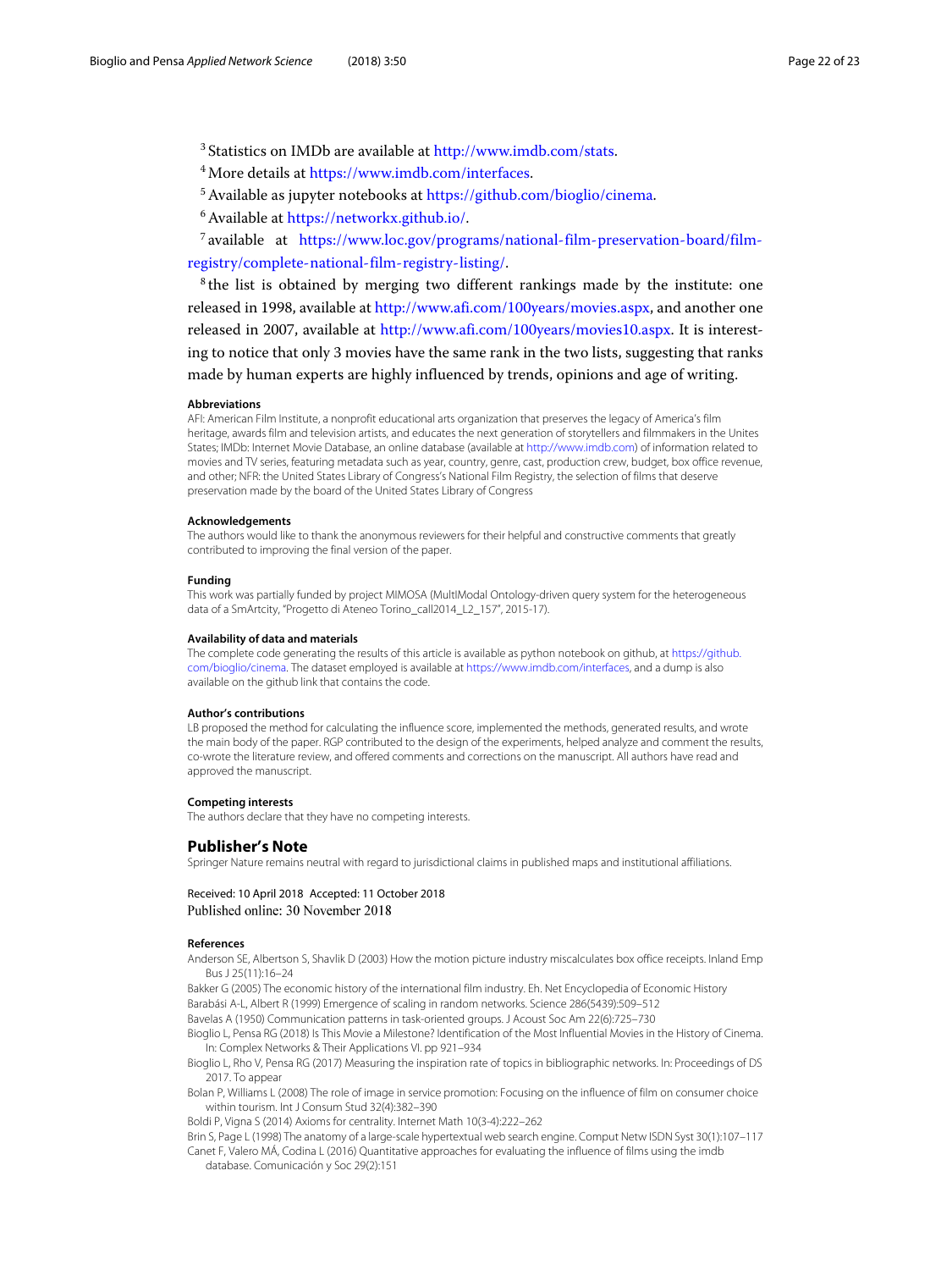[3] Statistics on IMDb are available at http://www.imdb.com/stats.

[4] More details at https://www.imdb.com/interfaces.

[5] Available as jupyter notebooks at https://github.com/bioglio/cinema.

[6] Available at https://networkx.github.io/.

[7] available at https://www.loc.gov/programs/national-film-preservation-board/film-registry/complete-national-film-registry-listing/.

[8] the list is obtained by merging two different rankings made by the institute: one released in 1998, available at http://www.afi.com/100years/movies.aspx, and another one released in 2007, available at http://www.afi.com/100years/movies10.aspx. It is interesting to notice that only 3 movies have the same rank in the two lists, suggesting that ranks made by human experts are highly influenced by trends, opinions and age of writing.

**Abbreviations**

AFI: American Film Institute, a nonprofit educational arts organization that preserves the legacy of America's film heritage, awards film and television artists, and educates the next generation of storytellers and filmmakers in the Unites States; IMDb: Internet Movie Database, an online database (available at http://www.imdb.com) of information related to movies and TV series, featuring metadata such as year, country, genre, cast, production crew, budget, box office revenue, and other; NFR: the United States Library of Congress's National Film Registry, the selection of films that deserve preservation made by the board of the United States Library of Congress

**Acknowledgements**

The authors would like to thank the anonymous reviewers for their helpful and constructive comments that greatly contributed to improving the final version of the paper.

**Funding**

This work was partially funded by project MIMOSA (MultIModal Ontology-driven query system for the heterogeneous data of a SmArtcity, "Progetto di Ateneo Torino_call2014_L2_157", 2015-17).

**Availability of data and materials**

The complete code generating the results of this article is available as python notebook on github, at https://github.com/bioglio/cinema. The dataset employed is available at https://www.imdb.com/interfaces, and a dump is also available on the github link that contains the code.

**Author's contributions**

LB proposed the method for calculating the influence score, implemented the methods, generated results, and wrote the main body of the paper. RGP contributed to the design of the experiments, helped analyze and comment the results, co-wrote the literature review, and offered comments and corrections on the manuscript. All authors have read and approved the manuscript.

**Competing interests**

The authors declare that they have no competing interests.

## Publisher's Note

Springer Nature remains neutral with regard to jurisdictional claims in published maps and institutional affiliations.

Received: 10 April 2018 Accepted: 11 October 2018
Published online: 30 November 2018

**References**

Anderson SE, Albertson S, Shavlik D (2003) How the motion picture industry miscalculates box office receipts. Inland Emp Bus J 25(11):16–24

Bakker G (2005) The economic history of the international film industry. Eh. Net Encyclopedia of Economic History

Barabási A-L, Albert R (1999) Emergence of scaling in random networks. Science 286(5439):509–512

Bavelas A (1950) Communication patterns in task-oriented groups. J Acoust Soc Am 22(6):725–730

Bioglio L, Pensa RG (2018) Is This Movie a Milestone? Identification of the Most Influential Movies in the History of Cinema. In: Complex Networks & Their Applications VI. pp 921–934

Bioglio L, Rho V, Pensa RG (2017) Measuring the inspiration rate of topics in bibliographic networks. In: Proceedings of DS 2017. To appear

Bolan P, Williams L (2008) The role of image in service promotion: Focusing on the influence of film on consumer choice within tourism. Int J Consum Stud 32(4):382–390

Boldi P, Vigna S (2014) Axioms for centrality. Internet Math 10(3-4):222–262

Brin S, Page L (1998) The anatomy of a large-scale hypertextual web search engine. Comput Netw ISDN Syst 30(1):107–117

Canet F, Valero MÁ, Codina L (2016) Quantitative approaches for evaluating the influence of films using the imdb database. Comunicación y Soc 29(2):151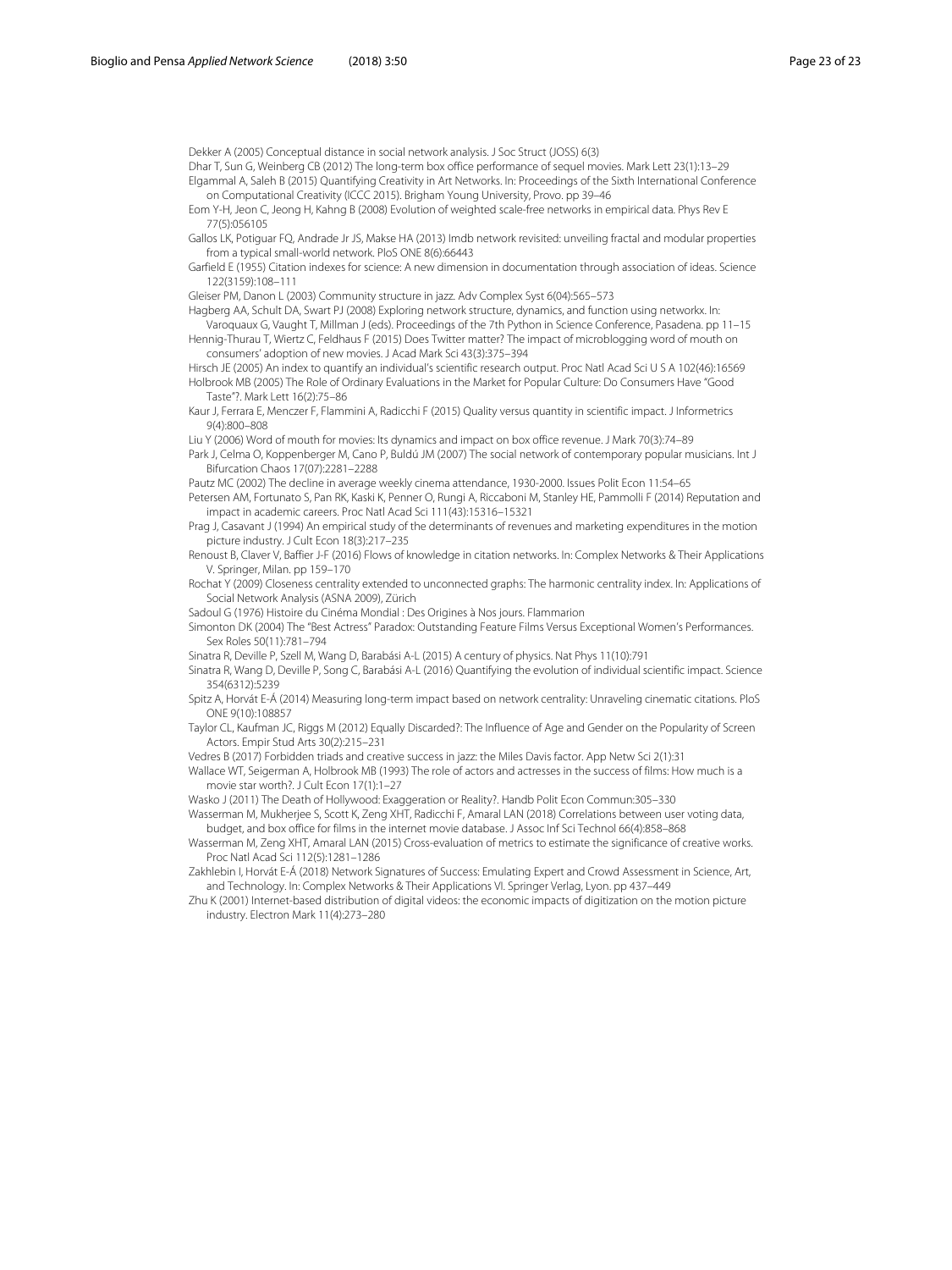Dekker A (2005) Conceptual distance in social network analysis. J Soc Struct (JOSS) 6(3)

Dhar T, Sun G, Weinberg CB (2012) The long-term box office performance of sequel movies. Mark Lett 23(1):13–29

Elgammal A, Saleh B (2015) Quantifying Creativity in Art Networks. In: Proceedings of the Sixth International Conference on Computational Creativity (ICCC 2015). Brigham Young University, Provo. pp 39–46

Eom Y-H, Jeon C, Jeong H, Kahng B (2008) Evolution of weighted scale-free networks in empirical data. Phys Rev E 77(5):056105

Gallos LK, Potiguar FQ, Andrade Jr JS, Makse HA (2013) Imdb network revisited: unveiling fractal and modular properties from a typical small-world network. PloS ONE 8(6):66443

Garfield E (1955) Citation indexes for science: A new dimension in documentation through association of ideas. Science 122(3159):108–111

Gleiser PM, Danon L (2003) Community structure in jazz. Adv Complex Syst 6(04):565–573

Hagberg AA, Schult DA, Swart PJ (2008) Exploring network structure, dynamics, and function using networkx. In: Varoquaux G, Vaught T, Millman J (eds). Proceedings of the 7th Python in Science Conference, Pasadena. pp 11–15

Hennig-Thurau T, Wiertz C, Feldhaus F (2015) Does Twitter matter? The impact of microblogging word of mouth on consumers' adoption of new movies. J Acad Mark Sci 43(3):375–394

Hirsch JE (2005) An index to quantify an individual's scientific research output. Proc Natl Acad Sci U S A 102(46):16569

Holbrook MB (2005) The Role of Ordinary Evaluations in the Market for Popular Culture: Do Consumers Have "Good Taste"?. Mark Lett 16(2):75–86

Kaur J, Ferrara E, Menczer F, Flammini A, Radicchi F (2015) Quality versus quantity in scientific impact. J Informetrics 9(4):800–808

Liu Y (2006) Word of mouth for movies: Its dynamics and impact on box office revenue. J Mark 70(3):74–89

Park J, Celma O, Koppenberger M, Cano P, Buldú JM (2007) The social network of contemporary popular musicians. Int J Bifurcation Chaos 17(07):2281–2288

Pautz MC (2002) The decline in average weekly cinema attendance, 1930-2000. Issues Polit Econ 11:54–65

Petersen AM, Fortunato S, Pan RK, Kaski K, Penner O, Rungi A, Riccaboni M, Stanley HE, Pammolli F (2014) Reputation and impact in academic careers. Proc Natl Acad Sci 111(43):15316–15321

Prag J, Casavant J (1994) An empirical study of the determinants of revenues and marketing expenditures in the motion picture industry. J Cult Econ 18(3):217–235

Renoust B, Claver V, Baffier J-F (2016) Flows of knowledge in citation networks. In: Complex Networks & Their Applications V. Springer, Milan. pp 159–170

Rochat Y (2009) Closeness centrality extended to unconnected graphs: The harmonic centrality index. In: Applications of Social Network Analysis (ASNA 2009), Zürich

Sadoul G (1976) Histoire du Cinéma Mondial : Des Origines à Nos jours. Flammarion

Simonton DK (2004) The "Best Actress" Paradox: Outstanding Feature Films Versus Exceptional Women's Performances. Sex Roles 50(11):781–794

Sinatra R, Deville P, Szell M, Wang D, Barabási A-L (2015) A century of physics. Nat Phys 11(10):791

Sinatra R, Wang D, Deville P, Song C, Barabási A-L (2016) Quantifying the evolution of individual scientific impact. Science 354(6312):5239

Spitz A, Horvát E-Á (2014) Measuring long-term impact based on network centrality: Unraveling cinematic citations. PloS ONE 9(10):108857

Taylor CL, Kaufman JC, Riggs M (2012) Equally Discarded?: The Influence of Age and Gender on the Popularity of Screen Actors. Empir Stud Arts 30(2):215–231

Vedres B (2017) Forbidden triads and creative success in jazz: the Miles Davis factor. App Netw Sci 2(1):31

Wallace WT, Seigerman A, Holbrook MB (1993) The role of actors and actresses in the success of films: How much is a movie star worth?. J Cult Econ 17(1):1–27

Wasko J (2011) The Death of Hollywood: Exaggeration or Reality?. Handb Polit Econ Commun:305–330

Wasserman M, Mukherjee S, Scott K, Zeng XHT, Radicchi F, Amaral LAN (2018) Correlations between user voting data, budget, and box office for films in the internet movie database. J Assoc Inf Sci Technol 66(4):858–868

Wasserman M, Zeng XHT, Amaral LAN (2015) Cross-evaluation of metrics to estimate the significance of creative works. Proc Natl Acad Sci 112(5):1281–1286

Zakhlebin I, Horvát E-Á (2018) Network Signatures of Success: Emulating Expert and Crowd Assessment in Science, Art, and Technology. In: Complex Networks & Their Applications VI. Springer Verlag, Lyon. pp 437–449

Zhu K (2001) Internet-based distribution of digital videos: the economic impacts of digitization on the motion picture industry. Electron Mark 11(4):273–280